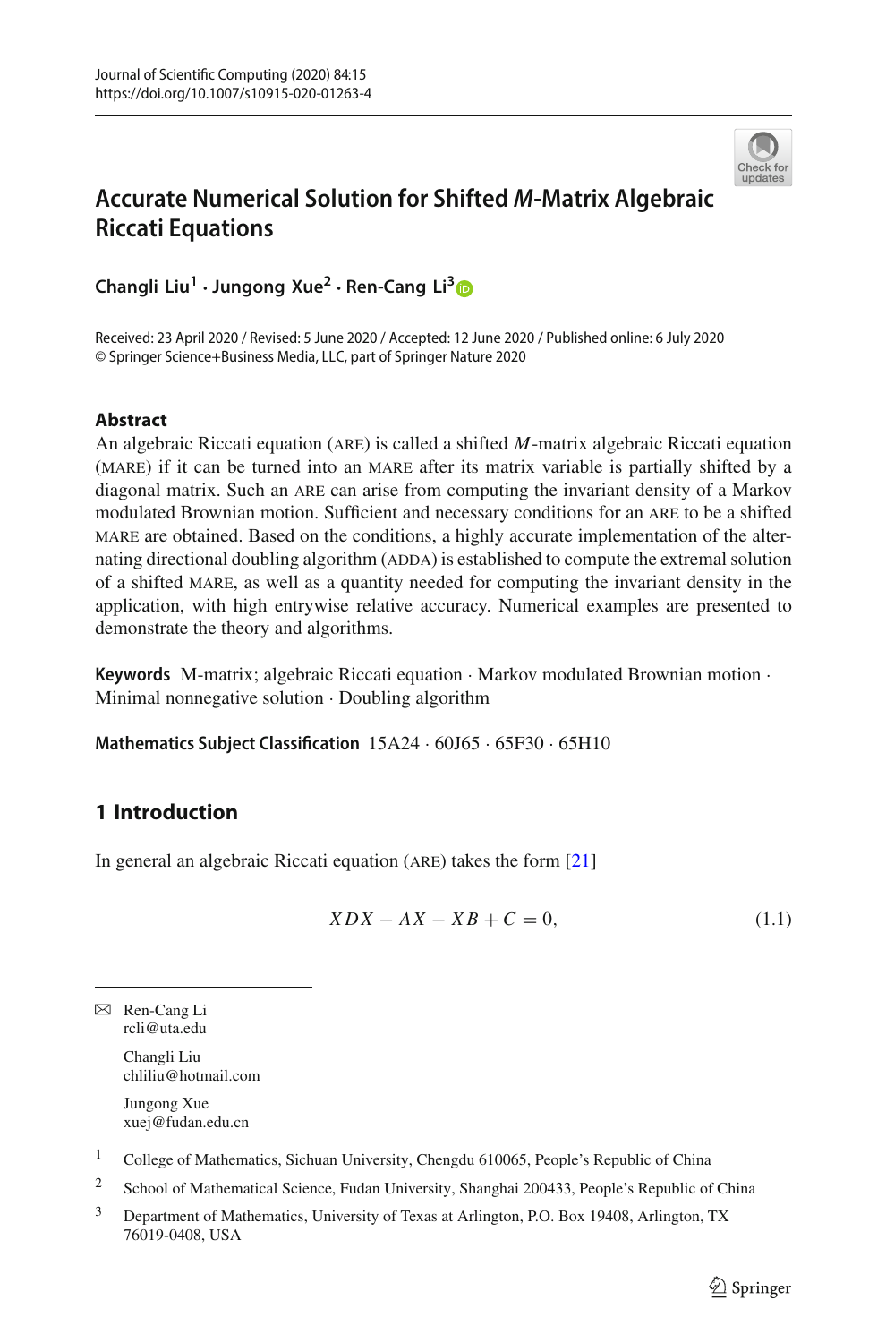# Accurate Numerical Solution for Shifted *M*-Matrix Algebraic Riccati Equations

**Changli Liu[1] · Jungong Xue[2] · Ren-Cang Li[3]**

Received: 23 April 2020 / Revised: 5 June 2020 / Accepted: 12 June 2020 / Published online: 6 July 2020
© Springer Science+Business Media, LLC, part of Springer Nature 2020

## Abstract

An algebraic Riccati equation (ARE) is called a shifted $M$-matrix algebraic Riccati equation (MARE) if it can be turned into an MARE after its matrix variable is partially shifted by a diagonal matrix. Such an ARE can arise from computing the invariant density of a Markov modulated Brownian motion. Sufficient and necessary conditions for an ARE to be a shifted MARE are obtained. Based on the conditions, a highly accurate implementation of the alternating directional doubling algorithm (ADDA) is established to compute the extremal solution of a shifted MARE, as well as a quantity needed for computing the invariant density in the application, with high entrywise relative accuracy. Numerical examples are presented to demonstrate the theory and algorithms.

**Keywords** M-matrix; algebraic Riccati equation · Markov modulated Brownian motion · Minimal nonnegative solution · Doubling algorithm

**Mathematics Subject Classification** 15A24 · 60J65 · 65F30 · 65H10

## 1 Introduction

In general an algebraic Riccati equation (ARE) takes the form [21]

$$XDX - AX - XB + C = 0, \tag{1.1}$$

---

✉ Ren-Cang Li
rcli@uta.edu

Changli Liu
chliliu@hotmail.com

Jungong Xue
xuej@fudan.edu.cn

[1] College of Mathematics, Sichuan University, Chengdu 610065, People's Republic of China

[2] School of Mathematical Science, Fudan University, Shanghai 200433, People's Republic of China

[3] Department of Mathematics, University of Texas at Arlington, P.O. Box 19408, Arlington, TX 76019-0408, USA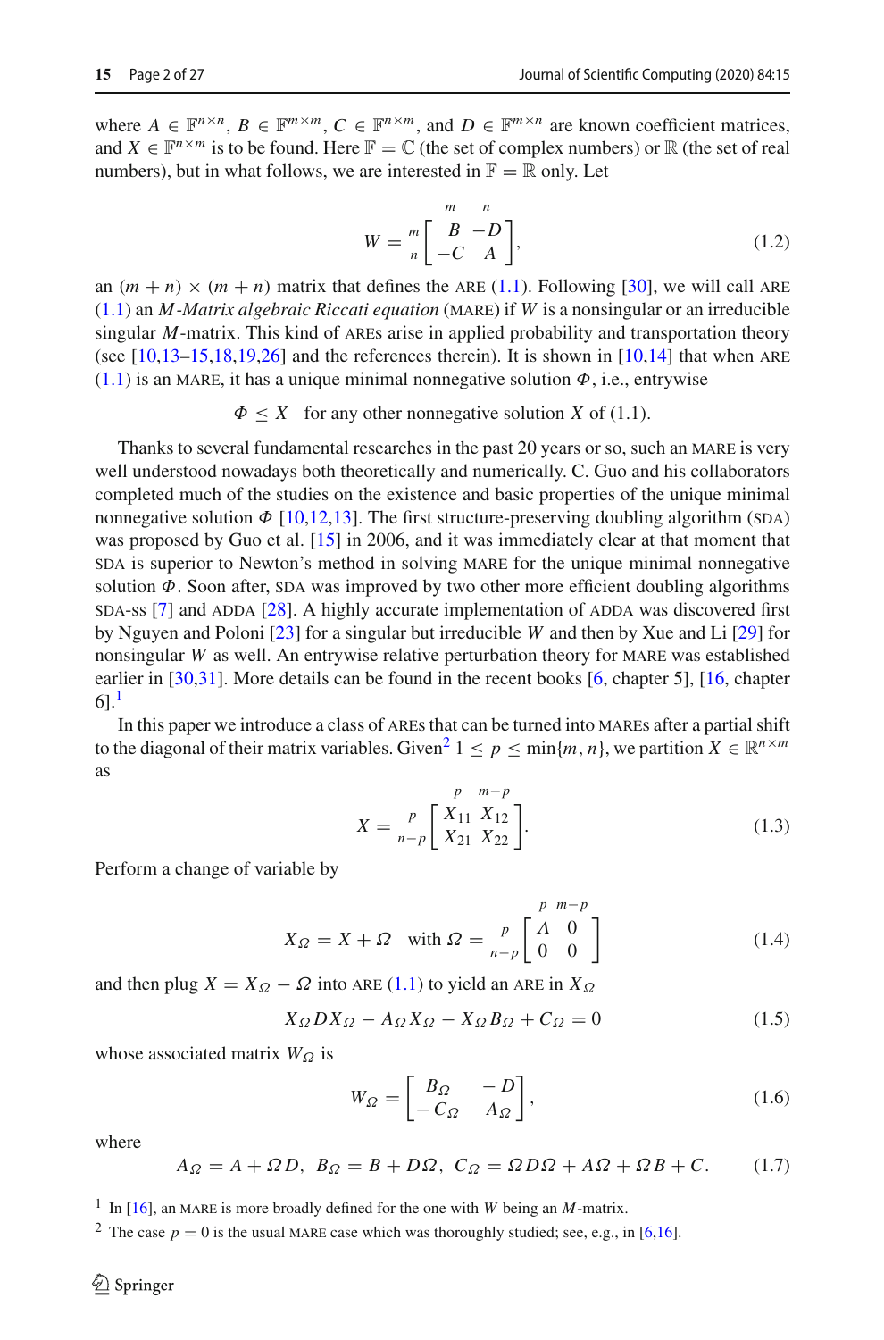where $A \in \mathbb{F}^{n \times n}$, $B \in \mathbb{F}^{m \times m}$, $C \in \mathbb{F}^{n \times m}$, and $D \in \mathbb{F}^{m \times n}$ are known coefficient matrices, and $X \in \mathbb{F}^{n \times m}$ is to be found. Here $\mathbb{F} = \mathbb{C}$ (the set of complex numbers) or $\mathbb{R}$ (the set of real numbers), but in what follows, we are interested in $\mathbb{F} = \mathbb{R}$ only. Let

$$W = \begin{array}{c} \\ m \\ n \end{array} \!\!\begin{array}{c} \begin{array}{cc} m & n \end{array} \\ \left[\begin{array}{cc} B & -D \\ -C & A \end{array}\right] \end{array}, \tag{1.2}$$

an $(m+n) \times (m+n)$ matrix that defines the ARE (1.1). Following [30], we will call ARE (1.1) an *M-Matrix algebraic Riccati equation* (MARE) if $W$ is a nonsingular or an irreducible singular $M$-matrix. This kind of AREs arise in applied probability and transportation theory (see [10,13–15,18,19,26] and the references therein). It is shown in [10,14] that when ARE (1.1) is an MARE, it has a unique minimal nonnegative solution $\Phi$, i.e., entrywise

$$\Phi \le X \quad \text{for any other nonnegative solution } X \text{ of (1.1).}$$

Thanks to several fundamental researches in the past 20 years or so, such an MARE is very well understood nowadays both theoretically and numerically. C. Guo and his collaborators completed much of the studies on the existence and basic properties of the unique minimal nonnegative solution $\Phi$ [10,12,13]. The first structure-preserving doubling algorithm (SDA) was proposed by Guo et al. [15] in 2006, and it was immediately clear at that moment that SDA is superior to Newton's method in solving MARE for the unique minimal nonnegative solution $\Phi$. Soon after, SDA was improved by two other more efficient doubling algorithms SDA-SS [7] and ADDA [28]. A highly accurate implementation of ADDA was discovered first by Nguyen and Poloni [23] for a singular but irreducible $W$ and then by Xue and Li [29] for nonsingular $W$ as well. An entrywise relative perturbation theory for MARE was established earlier in [30,31]. More details can be found in the recent books [6, chapter 5], [16, chapter 6].[1]

In this paper we introduce a class of AREs that can be turned into MAREs after a partial shift to the diagonal of their matrix variables. Given[2] $1 \le p \le \min\{m, n\}$, we partition $X \in \mathbb{R}^{n \times m}$ as

$$X = \begin{array}{c} \\ p \\ n-p \end{array} \!\!\begin{array}{c} \begin{array}{cc} p & m-p \end{array} \\ \left[\begin{array}{cc} X_{11} & X_{12} \\ X_{21} & X_{22} \end{array}\right] \end{array}. \tag{1.3}$$

Perform a change of variable by

$$X_\Omega = X + \Omega \quad \text{with } \Omega = \begin{array}{c} \\ p \\ n-p \end{array} \!\!\begin{array}{c} \begin{array}{cc} p & m-p \end{array} \\ \left[\begin{array}{cc} \Lambda & 0 \\ 0 & 0 \end{array}\right] \end{array} \tag{1.4}$$

and then plug $X = X_\Omega - \Omega$ into ARE (1.1) to yield an ARE in $X_\Omega$

$$X_\Omega D X_\Omega - A_\Omega X_\Omega - X_\Omega B_\Omega + C_\Omega = 0 \tag{1.5}$$

whose associated matrix $W_\Omega$ is

$$W_\Omega = \begin{bmatrix} B_\Omega & -D \\ -C_\Omega & A_\Omega \end{bmatrix}, \tag{1.6}$$

where

$$A_\Omega = A + \Omega D, \; B_\Omega = B + D\Omega, \; C_\Omega = \Omega D \Omega + A\Omega + \Omega B + C. \tag{1.7}$$

[1] In [16], an MARE is more broadly defined for the one with $W$ being an $M$-matrix.

[2] The case $p = 0$ is the usual MARE case which was thoroughly studied; see, e.g., in [6,16].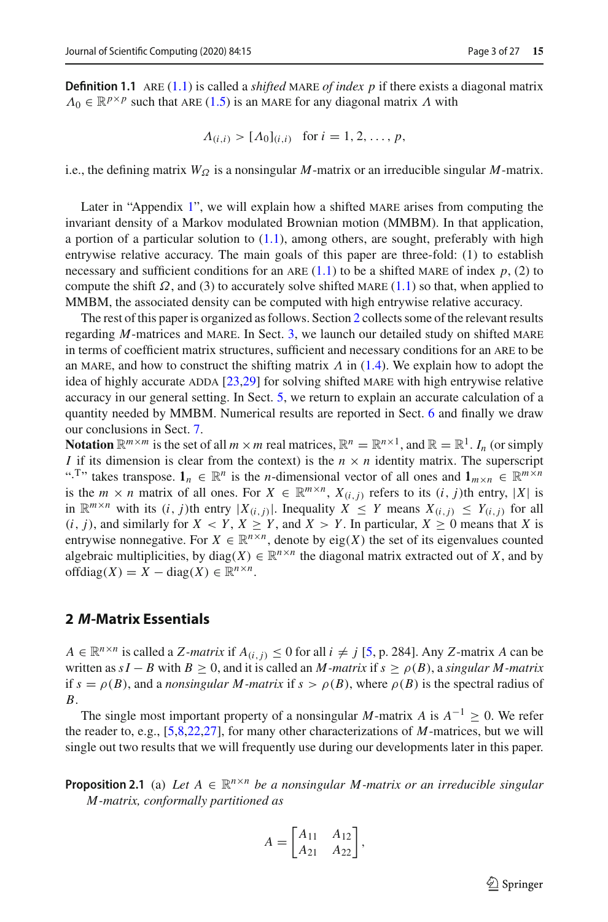**Definition 1.1** ARE (1.1) is called a *shifted* MARE *of index* $p$ if there exists a diagonal matrix $\Lambda_0 \in \mathbb{R}^{p\times p}$ such that ARE (1.5) is an MARE for any diagonal matrix $\Lambda$ with

$$\Lambda_{(i,i)} > [\Lambda_0]_{(i,i)} \quad \text{for } i = 1, 2, \ldots, p,$$

i.e., the defining matrix $W_\Omega$ is a nonsingular $M$-matrix or an irreducible singular $M$-matrix.

Later in "Appendix 1", we will explain how a shifted MARE arises from computing the invariant density of a Markov modulated Brownian motion (MMBM). In that application, a portion of a particular solution to (1.1), among others, are sought, preferably with high entrywise relative accuracy. The main goals of this paper are three-fold: (1) to establish necessary and sufficient conditions for an ARE (1.1) to be a shifted MARE of index $p$, (2) to compute the shift $\Omega$, and (3) to accurately solve shifted MARE (1.1) so that, when applied to MMBM, the associated density can be computed with high entrywise relative accuracy.

The rest of this paper is organized as follows. Section 2 collects some of the relevant results regarding $M$-matrices and MARE. In Sect. 3, we launch our detailed study on shifted MARE in terms of coefficient matrix structures, sufficient and necessary conditions for an ARE to be an MARE, and how to construct the shifting matrix $\Lambda$ in (1.4). We explain how to adopt the idea of highly accurate ADDA [23,29] for solving shifted MARE with high entrywise relative accuracy in our general setting. In Sect. 5, we return to explain an accurate calculation of a quantity needed by MMBM. Numerical results are reported in Sect. 6 and finally we draw our conclusions in Sect. 7.

**Notation** $\mathbb{R}^{m\times m}$ is the set of all $m\times m$ real matrices, $\mathbb{R}^n = \mathbb{R}^{n\times 1}$, and $\mathbb{R} = \mathbb{R}^1$. $I_n$ (or simply $I$ if its dimension is clear from the context) is the $n \times n$ identity matrix. The superscript "$\cdot^{\mathrm{T}}$" takes transpose. $\mathbf{1}_n \in \mathbb{R}^n$ is the $n$-dimensional vector of all ones and $\mathbf{1}_{m\times n} \in \mathbb{R}^{m\times n}$ is the $m \times n$ matrix of all ones. For $X \in \mathbb{R}^{m\times n}$, $X_{(i,j)}$ refers to its $(i, j)$th entry, $|X|$ is in $\mathbb{R}^{m\times n}$ with its $(i, j)$th entry $|X_{(i,j)}|$. Inequality $X \le Y$ means $X_{(i,j)} \le Y_{(i,j)}$ for all $(i, j)$, and similarly for $X < Y$, $X \ge Y$, and $X > Y$. In particular, $X \ge 0$ means that $X$ is entrywise nonnegative. For $X \in \mathbb{R}^{n\times n}$, denote by $\mathrm{eig}(X)$ the set of its eigenvalues counted algebraic multiplicities, by $\mathrm{diag}(X) \in \mathbb{R}^{n\times n}$ the diagonal matrix extracted out of $X$, and by $\mathrm{offdiag}(X) = X - \mathrm{diag}(X) \in \mathbb{R}^{n\times n}$.

## 2 *M*-Matrix Essentials

$A \in \mathbb{R}^{n\times n}$ is called a *Z-matrix* if $A_{(i,j)} \le 0$ for all $i \ne j$ [5, p. 284]. Any $Z$-matrix $A$ can be written as $sI - B$ with $B \ge 0$, and it is called an *M-matrix* if $s \ge \rho(B)$, a *singular M-matrix* if $s = \rho(B)$, and a *nonsingular M-matrix* if $s > \rho(B)$, where $\rho(B)$ is the spectral radius of $B$.

The single most important property of a nonsingular $M$-matrix $A$ is $A^{-1} \ge 0$. We refer the reader to, e.g., [5,8,22,27], for many other characterizations of $M$-matrices, but we will single out two results that we will frequently use during our developments later in this paper.

**Proposition 2.1** (a) *Let $A \in \mathbb{R}^{n\times n}$ be a nonsingular M-matrix or an irreducible singular M-matrix, conformally partitioned as*

$$A = \begin{bmatrix} A_{11} & A_{12} \\ A_{21} & A_{22} \end{bmatrix},$$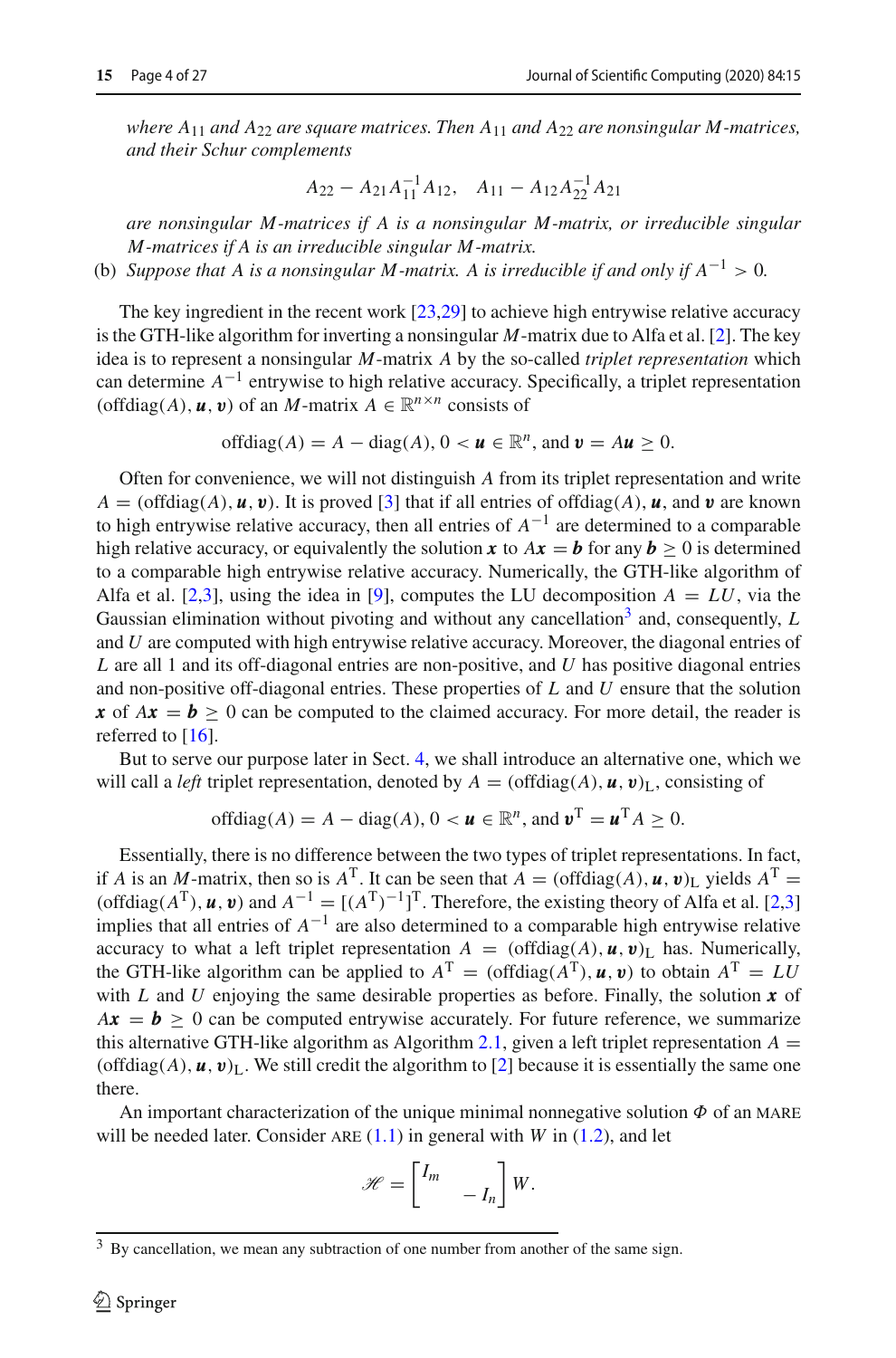*where $A_{11}$ and $A_{22}$ are square matrices. Then $A_{11}$ and $A_{22}$ are nonsingular $M$-matrices, and their Schur complements*

$$A_{22} - A_{21}A_{11}^{-1}A_{12}, \quad A_{11} - A_{12}A_{22}^{-1}A_{21}$$

*are nonsingular $M$-matrices if $A$ is a nonsingular $M$-matrix, or irreducible singular $M$-matrices if $A$ is an irreducible singular $M$-matrix.*

(b) *Suppose that $A$ is a nonsingular $M$-matrix. $A$ is irreducible if and only if $A^{-1} > 0$.*

The key ingredient in the recent work [23,29] to achieve high entrywise relative accuracy is the GTH-like algorithm for inverting a nonsingular $M$-matrix due to Alfa et al. [2]. The key idea is to represent a nonsingular $M$-matrix $A$ by the so-called *triplet representation* which can determine $A^{-1}$ entrywise to high relative accuracy. Specifically, a triplet representation $(\text{offdiag}(A), \boldsymbol{u}, \boldsymbol{v})$ of an $M$-matrix $A \in \mathbb{R}^{n\times n}$ consists of

$$\text{offdiag}(A) = A - \text{diag}(A),\ 0 < \boldsymbol{u} \in \mathbb{R}^n, \text{ and } \boldsymbol{v} = A\boldsymbol{u} \geq 0.$$

Often for convenience, we will not distinguish $A$ from its triplet representation and write $A = (\text{offdiag}(A), \boldsymbol{u}, \boldsymbol{v})$. It is proved [3] that if all entries of $\text{offdiag}(A)$, $\boldsymbol{u}$, and $\boldsymbol{v}$ are known to high entrywise relative accuracy, then all entries of $A^{-1}$ are determined to a comparable high relative accuracy, or equivalently the solution $\boldsymbol{x}$ to $A\boldsymbol{x} = \boldsymbol{b}$ for any $\boldsymbol{b} \geq 0$ is determined to a comparable high entrywise relative accuracy. Numerically, the GTH-like algorithm of Alfa et al. [2,3], using the idea in [9], computes the LU decomposition $A = LU$, via the Gaussian elimination without pivoting and without any cancellation[3] and, consequently, $L$ and $U$ are computed with high entrywise relative accuracy. Moreover, the diagonal entries of $L$ are all 1 and its off-diagonal entries are non-positive, and $U$ has positive diagonal entries and non-positive off-diagonal entries. These properties of $L$ and $U$ ensure that the solution $\boldsymbol{x}$ of $A\boldsymbol{x} = \boldsymbol{b} \geq 0$ can be computed to the claimed accuracy. For more detail, the reader is referred to [16].

But to serve our purpose later in Sect. 4, we shall introduce an alternative one, which we will call a *left* triplet representation, denoted by $A = (\text{offdiag}(A), \boldsymbol{u}, \boldsymbol{v})_{\text{L}}$, consisting of

$$\text{offdiag}(A) = A - \text{diag}(A),\ 0 < \boldsymbol{u} \in \mathbb{R}^n, \text{ and } \boldsymbol{v}^{\mathrm{T}} = \boldsymbol{u}^{\mathrm{T}}A \geq 0.$$

Essentially, there is no difference between the two types of triplet representations. In fact, if $A$ is an $M$-matrix, then so is $A^{\mathrm{T}}$. It can be seen that $A = (\text{offdiag}(A), \boldsymbol{u}, \boldsymbol{v})_{\text{L}}$ yields $A^{\mathrm{T}} = (\text{offdiag}(A^{\mathrm{T}}), \boldsymbol{u}, \boldsymbol{v})$ and $A^{-1} = [(A^{\mathrm{T}})^{-1}]^{\mathrm{T}}$. Therefore, the existing theory of Alfa et al. [2,3] implies that all entries of $A^{-1}$ are also determined to a comparable high entrywise relative accuracy to what a left triplet representation $A = (\text{offdiag}(A), \boldsymbol{u}, \boldsymbol{v})_{\text{L}}$ has. Numerically, the GTH-like algorithm can be applied to $A^{\mathrm{T}} = (\text{offdiag}(A^{\mathrm{T}}), \boldsymbol{u}, \boldsymbol{v})$ to obtain $A^{\mathrm{T}} = LU$ with $L$ and $U$ enjoying the same desirable properties as before. Finally, the solution $\boldsymbol{x}$ of $A\boldsymbol{x} = \boldsymbol{b} \geq 0$ can be computed entrywise accurately. For future reference, we summarize this alternative GTH-like algorithm as Algorithm 2.1, given a left triplet representation $A = (\text{offdiag}(A), \boldsymbol{u}, \boldsymbol{v})_{\text{L}}$. We still credit the algorithm to [2] because it is essentially the same one there.

An important characterization of the unique minimal nonnegative solution $\Phi$ of an MARE will be needed later. Consider ARE (1.1) in general with $W$ in (1.2), and let

$$\mathscr{H} = \begin{bmatrix} I_m & \\ & -I_n \end{bmatrix} W.$$

[3] By cancellation, we mean any subtraction of one number from another of the same sign.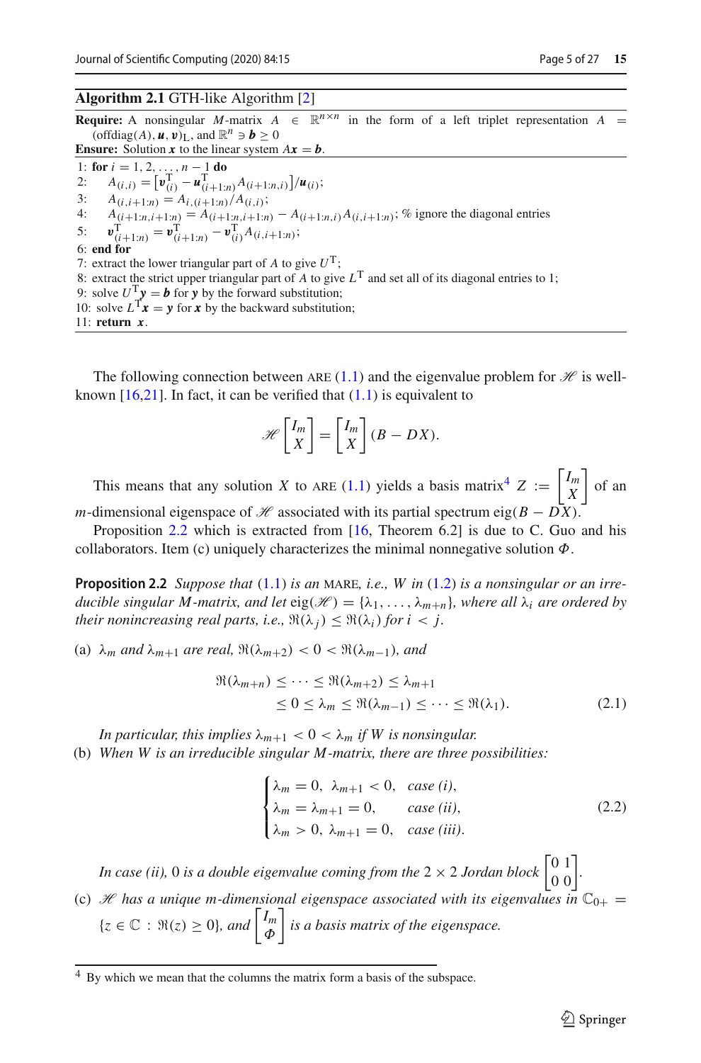**Algorithm 2.1** GTH-like Algorithm [2]

**Require:** A nonsingular $M$-matrix $A \in \mathbb{R}^{n\times n}$ in the form of a left triplet representation $A = (\text{offdiag}(A), \boldsymbol{u}, \boldsymbol{v})_{\text{L}}$, and $\mathbb{R}^n \ni \boldsymbol{b} \geq 0$

**Ensure:** Solution $\boldsymbol{x}$ to the linear system $A\boldsymbol{x} = \boldsymbol{b}$.

1: **for** $i = 1, 2, \ldots, n-1$ **do**
2: $\quad A_{(i,i)} = \big[\boldsymbol{v}_{(i)}^{\text{T}} - \boldsymbol{u}_{(i+1:n)}^{\text{T}} A_{(i+1:n,i)}\big]/\boldsymbol{u}_{(i)}$;
3: $\quad A_{(i,i+1:n)} = A_{i,(i+1:n)}/A_{(i,i)}$;
4: $\quad A_{(i+1:n,i+1:n)} = A_{(i+1:n,i+1:n)} - A_{(i+1:n,i)}A_{(i,i+1:n)}$; % ignore the diagonal entries
5: $\quad \boldsymbol{v}_{(i+1:n)}^{\text{T}} = \boldsymbol{v}_{(i+1:n)}^{\text{T}} - \boldsymbol{v}_{(i)}^{\text{T}} A_{(i,i+1:n)}$;
6: **end for**
7: extract the lower triangular part of $A$ to give $U^{\text{T}}$;
8: extract the strict upper triangular part of $A$ to give $L^{\text{T}}$ and set all of its diagonal entries to 1;
9: solve $U^{\text{T}}\boldsymbol{y} = \boldsymbol{b}$ for $\boldsymbol{y}$ by the forward substitution;
10: solve $L^{\text{T}}\boldsymbol{x} = \boldsymbol{y}$ for $\boldsymbol{x}$ by the backward substitution;
11: **return** $\boldsymbol{x}$.

The following connection between ARE (1.1) and the eigenvalue problem for $\mathscr{H}$ is well-known [16,21]. In fact, it can be verified that (1.1) is equivalent to

$$\mathscr{H}\begin{bmatrix} I_m \\ X \end{bmatrix} = \begin{bmatrix} I_m \\ X \end{bmatrix}(B - DX).$$

This means that any solution $X$ to ARE (1.1) yields a basis matrix[4] $Z := \begin{bmatrix} I_m \\ X \end{bmatrix}$ of an $m$-dimensional eigenspace of $\mathscr{H}$ associated with its partial spectrum $\text{eig}(B - DX)$.

Proposition 2.2 which is extracted from [16, Theorem 6.2] is due to C. Guo and his collaborators. Item (c) uniquely characterizes the minimal nonnegative solution $\Phi$.

**Proposition 2.2** *Suppose that (1.1) is an* MARE, *i.e., $W$ in (1.2) is a nonsingular or an irreducible singular $M$-matrix, and let $\text{eig}(\mathscr{H}) = \{\lambda_1, \ldots, \lambda_{m+n}\}$, where all $\lambda_i$ are ordered by their nonincreasing real parts, i.e., $\Re(\lambda_j) \leq \Re(\lambda_i)$ for $i < j$.*

(a) *$\lambda_m$ and $\lambda_{m+1}$ are real, $\Re(\lambda_{m+2}) < 0 < \Re(\lambda_{m-1})$, and*

$$\begin{aligned}\Re(\lambda_{m+n}) \leq \cdots \leq \Re(\lambda_{m+2}) &\leq \lambda_{m+1} \\ &\leq 0 \leq \lambda_m \leq \Re(\lambda_{m-1}) \leq \cdots \leq \Re(\lambda_1).\end{aligned} \tag{2.1}$$

*In particular, this implies $\lambda_{m+1} < 0 < \lambda_m$ if $W$ is nonsingular.*

(b) *When $W$ is an irreducible singular $M$-matrix, there are three possibilities:*

$$\begin{cases} \lambda_m = 0, \ \lambda_{m+1} < 0, & \textit{case (i)}, \\ \lambda_m = \lambda_{m+1} = 0, & \textit{case (ii)}, \\ \lambda_m > 0, \ \lambda_{m+1} = 0, & \textit{case (iii)}. \end{cases} \tag{2.2}$$

*In case (ii), 0 is a double eigenvalue coming from the $2\times 2$ Jordan block $\begin{bmatrix} 0 & 1 \\ 0 & 0 \end{bmatrix}$.*

(c) *$\mathscr{H}$ has a unique $m$-dimensional eigenspace associated with its eigenvalues in $\mathbb{C}_{0+} = \{z \in \mathbb{C} : \Re(z) \geq 0\}$, and $\begin{bmatrix} I_m \\ \Phi \end{bmatrix}$ is a basis matrix of the eigenspace.*

---

[4] By which we mean that the columns the matrix form a basis of the subspace.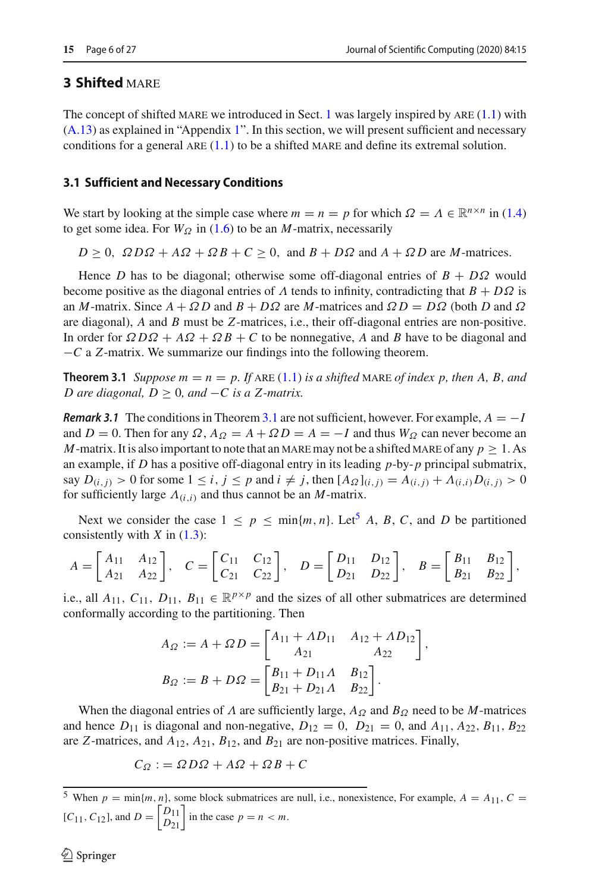## 3 Shifted MARE

The concept of shifted MARE we introduced in Sect. 1 was largely inspired by ARE (1.1) with (A.13) as explained in "Appendix 1". In this section, we will present sufficient and necessary conditions for a general ARE (1.1) to be a shifted MARE and define its extremal solution.

### 3.1 Sufficient and Necessary Conditions

We start by looking at the simple case where $m = n = p$ for which $\Omega = \Lambda \in \mathbb{R}^{n\times n}$ in (1.4) to get some idea. For $W_\Omega$ in (1.6) to be an $M$-matrix, necessarily

$$D \ge 0,\ \ \Omega D\Omega + A\Omega + \Omega B + C \ge 0,\ \text{ and } B + D\Omega \text{ and } A + \Omega D \text{ are } M\text{-matrices.}$$

Hence $D$ has to be diagonal; otherwise some off-diagonal entries of $B + D\Omega$ would become positive as the diagonal entries of $\Lambda$ tends to infinity, contradicting that $B + D\Omega$ is an $M$-matrix. Since $A + \Omega D$ and $B + D\Omega$ are $M$-matrices and $\Omega D = D\Omega$ (both $D$ and $\Omega$ are diagonal), $A$ and $B$ must be $Z$-matrices, i.e., their off-diagonal entries are non-positive. In order for $\Omega D\Omega + A\Omega + \Omega B + C$ to be nonnegative, $A$ and $B$ have to be diagonal and $-C$ a $Z$-matrix. We summarize our findings into the following theorem.

**Theorem 3.1** *Suppose $m = n = p$. If* ARE (1.1) *is a shifted* MARE *of index $p$, then $A$, $B$, and $D$ are diagonal, $D \ge 0$, and $-C$ is a $Z$-matrix.*

***Remark 3.1*** The conditions in Theorem 3.1 are not sufficient, however. For example, $A = -I$ and $D = 0$. Then for any $\Omega$, $A_\Omega = A + \Omega D = A = -I$ and thus $W_\Omega$ can never become an $M$-matrix. It is also important to note that an MARE may not be a shifted MARE of any $p \ge 1$. As an example, if $D$ has a positive off-diagonal entry in its leading $p$-by-$p$ principal submatrix, say $D_{(i,j)} > 0$ for some $1 \le i, j \le p$ and $i \ne j$, then $[A_\Omega]_{(i,j)} = A_{(i,j)} + \Lambda_{(i,i)} D_{(i,j)} > 0$ for sufficiently large $\Lambda_{(i,i)}$ and thus cannot be an $M$-matrix.

Next we consider the case $1 \le p \le \min\{m, n\}$. Let[5] $A$, $B$, $C$, and $D$ be partitioned consistently with $X$ in (1.3):

$$A = \begin{bmatrix} A_{11} & A_{12} \\ A_{21} & A_{22} \end{bmatrix},\quad C = \begin{bmatrix} C_{11} & C_{12} \\ C_{21} & C_{22} \end{bmatrix},\quad D = \begin{bmatrix} D_{11} & D_{12} \\ D_{21} & D_{22} \end{bmatrix},\quad B = \begin{bmatrix} B_{11} & B_{12} \\ B_{21} & B_{22} \end{bmatrix},$$

i.e., all $A_{11}$, $C_{11}$, $D_{11}$, $B_{11} \in \mathbb{R}^{p\times p}$ and the sizes of all other submatrices are determined conformally according to the partitioning. Then

$$A_\Omega := A + \Omega D = \begin{bmatrix} A_{11} + \Lambda D_{11} & A_{12} + \Lambda D_{12} \\ A_{21} & A_{22} \end{bmatrix},$$

$$B_\Omega := B + D\Omega = \begin{bmatrix} B_{11} + D_{11}\Lambda & B_{12} \\ B_{21} + D_{21}\Lambda & B_{22} \end{bmatrix}.$$

When the diagonal entries of $\Lambda$ are sufficiently large, $A_\Omega$ and $B_\Omega$ need to be $M$-matrices and hence $D_{11}$ is diagonal and non-negative, $D_{12} = 0$, $D_{21} = 0$, and $A_{11}$, $A_{22}$, $B_{11}$, $B_{22}$ are $Z$-matrices, and $A_{12}$, $A_{21}$, $B_{12}$, and $B_{21}$ are non-positive matrices. Finally,

$$C_\Omega := \Omega D\Omega + A\Omega + \Omega B + C$$

---

[5] When $p = \min\{m, n\}$, some block submatrices are null, i.e., nonexistence, For example, $A = A_{11}$, $C = [C_{11}, C_{12}]$, and $D = \begin{bmatrix} D_{11} \\ D_{21} \end{bmatrix}$ in the case $p = n < m$.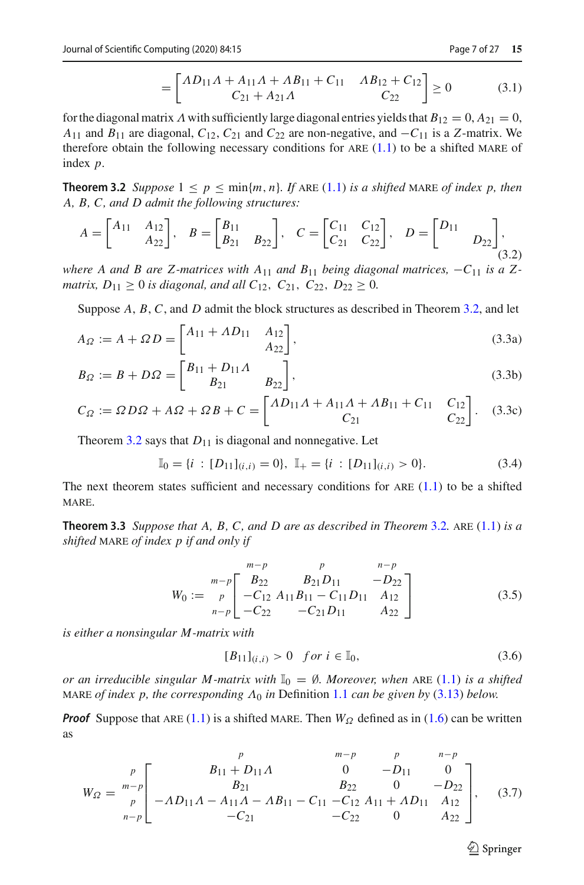$$
= \begin{bmatrix} \Lambda D_{11}\Lambda + A_{11}\Lambda + \Lambda B_{11} + C_{11} & \Lambda B_{12} + C_{12} \\ C_{21} + A_{21}\Lambda & C_{22} \end{bmatrix} \geq 0 \tag{3.1}
$$

for the diagonal matrix $\Lambda$ with sufficiently large diagonal entries yields that $B_{12} = 0$, $A_{21} = 0$, $A_{11}$ and $B_{11}$ are diagonal, $C_{12}$, $C_{21}$ and $C_{22}$ are non-negative, and $-C_{11}$ is a $Z$-matrix. We therefore obtain the following necessary conditions for ARE (1.1) to be a shifted MARE of index $p$.

**Theorem 3.2** *Suppose* $1 \leq p \leq \min\{m, n\}$. *If* ARE (1.1) *is a shifted* MARE *of index* $p$, *then* $A$, $B$, $C$, *and* $D$ *admit the following structures:*

$$
A = \begin{bmatrix} A_{11} & A_{12} \\ & A_{22} \end{bmatrix}, \quad B = \begin{bmatrix} B_{11} & \\ B_{21} & B_{22} \end{bmatrix}, \quad C = \begin{bmatrix} C_{11} & C_{12} \\ C_{21} & C_{22} \end{bmatrix}, \quad D = \begin{bmatrix} D_{11} & \\ & D_{22} \end{bmatrix}, \tag{3.2}
$$

*where* $A$ *and* $B$ *are* $Z$*-matrices with* $A_{11}$ *and* $B_{11}$ *being diagonal matrices,* $-C_{11}$ *is a* $Z$*-matrix,* $D_{11} \geq 0$ *is diagonal, and all* $C_{12}$, $C_{21}$, $C_{22}$, $D_{22} \geq 0$.

Suppose $A$, $B$, $C$, and $D$ admit the block structures as described in Theorem 3.2, and let

$$
A_\Omega := A + \Omega D = \begin{bmatrix} A_{11} + \Lambda D_{11} & A_{12} \\ & A_{22} \end{bmatrix}, \tag{3.3a}
$$

$$
B_\Omega := B + D\Omega = \begin{bmatrix} B_{11} + D_{11}\Lambda & \\ B_{21} & B_{22} \end{bmatrix}, \tag{3.3b}
$$

$$
C_\Omega := \Omega D \Omega + A\Omega + \Omega B + C = \begin{bmatrix} \Lambda D_{11}\Lambda + A_{11}\Lambda + \Lambda B_{11} + C_{11} & C_{12} \\ C_{21} & C_{22} \end{bmatrix}. \tag{3.3c}
$$

Theorem 3.2 says that $D_{11}$ is diagonal and nonnegative. Let

$$
\mathbb{I}_0 = \{i \, : \, [D_{11}]_{(i,i)} = 0\}, \quad \mathbb{I}_+ = \{i \, : \, [D_{11}]_{(i,i)} > 0\}. \tag{3.4}
$$

The next theorem states sufficient and necessary conditions for ARE (1.1) to be a shifted MARE.

**Theorem 3.3** *Suppose that* $A$, $B$, $C$, *and* $D$ *are as described in Theorem* 3.2. ARE (1.1) *is a shifted* MARE *of index* $p$ *if and only if*

$$
W_0 := \begin{array}{c} \scriptstyle m-p \\ \scriptstyle p \\ \scriptstyle n-p \end{array} \!\!\begin{bmatrix} \overset{m-p}{B_{22}} & \overset{p}{B_{21}D_{11}} & \overset{n-p}{-D_{22}} \\ -C_{12} & A_{11}B_{11} - C_{11}D_{11} & A_{12} \\ -C_{22} & -C_{21}D_{11} & A_{22} \end{bmatrix} \tag{3.5}
$$

*is either a nonsingular* $M$*-matrix with*

$$
[B_{11}]_{(i,i)} > 0 \quad for \; i \in \mathbb{I}_0, \tag{3.6}
$$

*or an irreducible singular* $M$*-matrix with* $\mathbb{I}_0 = \emptyset$. *Moreover, when* ARE (1.1) *is a shifted* MARE *of index* $p$, *the corresponding* $\Lambda_0$ *in* Definition 1.1 *can be given by* (3.13) *below.*

***Proof*** Suppose that ARE (1.1) is a shifted MARE. Then $W_\Omega$ defined as in (1.6) can be written as

$$
W_\Omega = \begin{array}{c} \scriptstyle p \\ \scriptstyle m-p \\ \scriptstyle p \\ \scriptstyle n-p \end{array} \!\!\begin{bmatrix} \overset{p}{B_{11} + D_{11}\Lambda} & \overset{m-p}{0} & \overset{p}{-D_{11}} & \overset{n-p}{0} \\ B_{21} & B_{22} & 0 & -D_{22} \\ -\Lambda D_{11}\Lambda - A_{11}\Lambda - \Lambda B_{11} - C_{11} & -C_{12} & A_{11} + \Lambda D_{11} & A_{12} \\ -C_{21} & -C_{22} & 0 & A_{22} \end{bmatrix}, \tag{3.7}
$$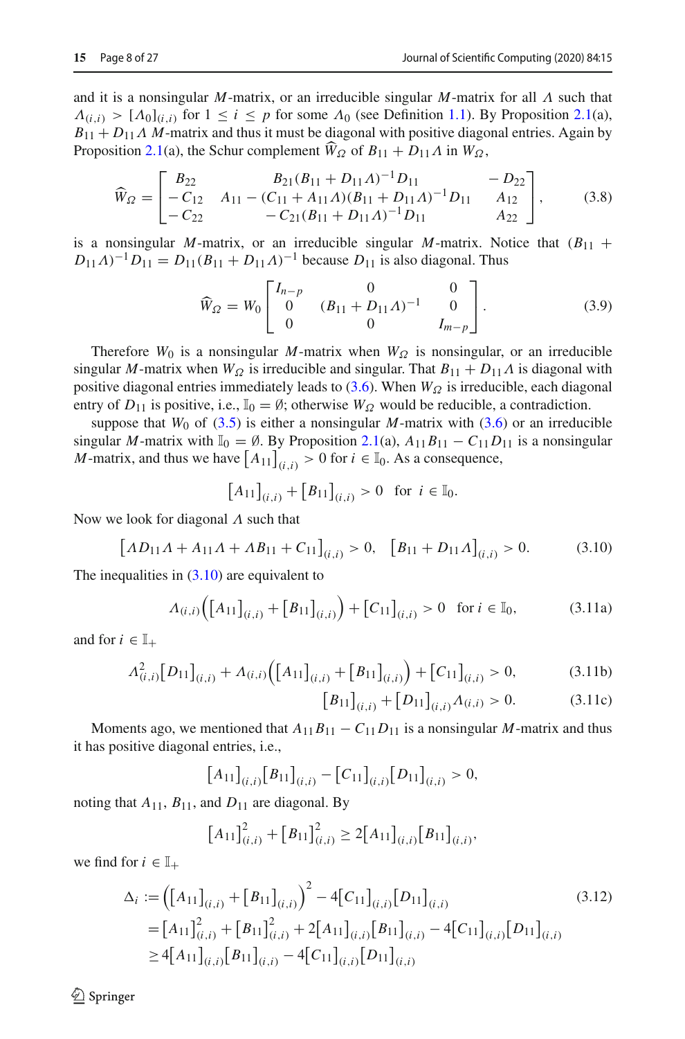and it is a nonsingular $M$-matrix, or an irreducible singular $M$-matrix for all $\Lambda$ such that $\Lambda_{(i,i)} > [\Lambda_0]_{(i,i)}$ for $1 \le i \le p$ for some $\Lambda_0$ (see Definition 1.1). By Proposition 2.1(a), $B_{11} + D_{11}\Lambda$ $M$-matrix and thus it must be diagonal with positive diagonal entries. Again by Proposition 2.1(a), the Schur complement $\widehat{W}_\Omega$ of $B_{11} + D_{11}\Lambda$ in $W_\Omega$,

$$\widehat{W}_\Omega = \begin{bmatrix} B_{22} & B_{21}(B_{11} + D_{11}\Lambda)^{-1}D_{11} & -D_{22} \\ -C_{12} & A_{11} - (C_{11} + A_{11}\Lambda)(B_{11} + D_{11}\Lambda)^{-1}D_{11} & A_{12} \\ -C_{22} & -C_{21}(B_{11} + D_{11}\Lambda)^{-1}D_{11} & A_{22} \end{bmatrix}, \tag{3.8}$$

is a nonsingular $M$-matrix, or an irreducible singular $M$-matrix. Notice that $(B_{11} + D_{11}\Lambda)^{-1}D_{11} = D_{11}(B_{11} + D_{11}\Lambda)^{-1}$ because $D_{11}$ is also diagonal. Thus

$$\widehat{W}_\Omega = W_0 \begin{bmatrix} I_{n-p} & 0 & 0 \\ 0 & (B_{11} + D_{11}\Lambda)^{-1} & 0 \\ 0 & 0 & I_{m-p} \end{bmatrix}. \tag{3.9}$$

Therefore $W_0$ is a nonsingular $M$-matrix when $W_\Omega$ is nonsingular, or an irreducible singular $M$-matrix when $W_\Omega$ is irreducible and singular. That $B_{11} + D_{11}\Lambda$ is diagonal with positive diagonal entries immediately leads to (3.6). When $W_\Omega$ is irreducible, each diagonal entry of $D_{11}$ is positive, i.e., $\mathbb{I}_0 = \emptyset$; otherwise $W_\Omega$ would be reducible, a contradiction.

suppose that $W_0$ of (3.5) is either a nonsingular $M$-matrix with (3.6) or an irreducible singular $M$-matrix with $\mathbb{I}_0 = \emptyset$. By Proposition 2.1(a), $A_{11}B_{11} - C_{11}D_{11}$ is a nonsingular $M$-matrix, and thus we have $\big[A_{11}\big]_{(i,i)} > 0$ for $i \in \mathbb{I}_0$. As a consequence,

$$\big[A_{11}\big]_{(i,i)} + \big[B_{11}\big]_{(i,i)} > 0 \quad \text{for } i \in \mathbb{I}_0.$$

Now we look for diagonal $\Lambda$ such that

$$\big[\Lambda D_{11}\Lambda + A_{11}\Lambda + \Lambda B_{11} + C_{11}\big]_{(i,i)} > 0, \quad \big[B_{11} + D_{11}\Lambda\big]_{(i,i)} > 0. \tag{3.10}$$

The inequalities in (3.10) are equivalent to

$$\Lambda_{(i,i)}\Big(\big[A_{11}\big]_{(i,i)} + \big[B_{11}\big]_{(i,i)}\Big) + \big[C_{11}\big]_{(i,i)} > 0 \quad \text{for } i \in \mathbb{I}_0, \tag{3.11a}$$

and for $i \in \mathbb{I}_+$

$$\Lambda_{(i,i)}^2\big[D_{11}\big]_{(i,i)} + \Lambda_{(i,i)}\Big(\big[A_{11}\big]_{(i,i)} + \big[B_{11}\big]_{(i,i)}\Big) + \big[C_{11}\big]_{(i,i)} > 0, \tag{3.11b}$$

$$\big[B_{11}\big]_{(i,i)} + \big[D_{11}\big]_{(i,i)}\Lambda_{(i,i)} > 0. \tag{3.11c}$$

Moments ago, we mentioned that $A_{11}B_{11} - C_{11}D_{11}$ is a nonsingular $M$-matrix and thus it has positive diagonal entries, i.e.,

$$\big[A_{11}\big]_{(i,i)}\big[B_{11}\big]_{(i,i)} - \big[C_{11}\big]_{(i,i)}\big[D_{11}\big]_{(i,i)} > 0,$$

noting that $A_{11}$, $B_{11}$, and $D_{11}$ are diagonal. By

$$\big[A_{11}\big]_{(i,i)}^2 + \big[B_{11}\big]_{(i,i)}^2 \ge 2\big[A_{11}\big]_{(i,i)}\big[B_{11}\big]_{(i,i)},$$

we find for $i \in \mathbb{I}_+$

$$\begin{aligned} \Delta_i &:= \Big(\big[A_{11}\big]_{(i,i)} + \big[B_{11}\big]_{(i,i)}\Big)^2 - 4\big[C_{11}\big]_{(i,i)}\big[D_{11}\big]_{(i,i)} \\ &= \big[A_{11}\big]_{(i,i)}^2 + \big[B_{11}\big]_{(i,i)}^2 + 2\big[A_{11}\big]_{(i,i)}\big[B_{11}\big]_{(i,i)} - 4\big[C_{11}\big]_{(i,i)}\big[D_{11}\big]_{(i,i)} \\ &\ge 4\big[A_{11}\big]_{(i,i)}\big[B_{11}\big]_{(i,i)} - 4\big[C_{11}\big]_{(i,i)}\big[D_{11}\big]_{(i,i)} \end{aligned} \tag{3.12}$$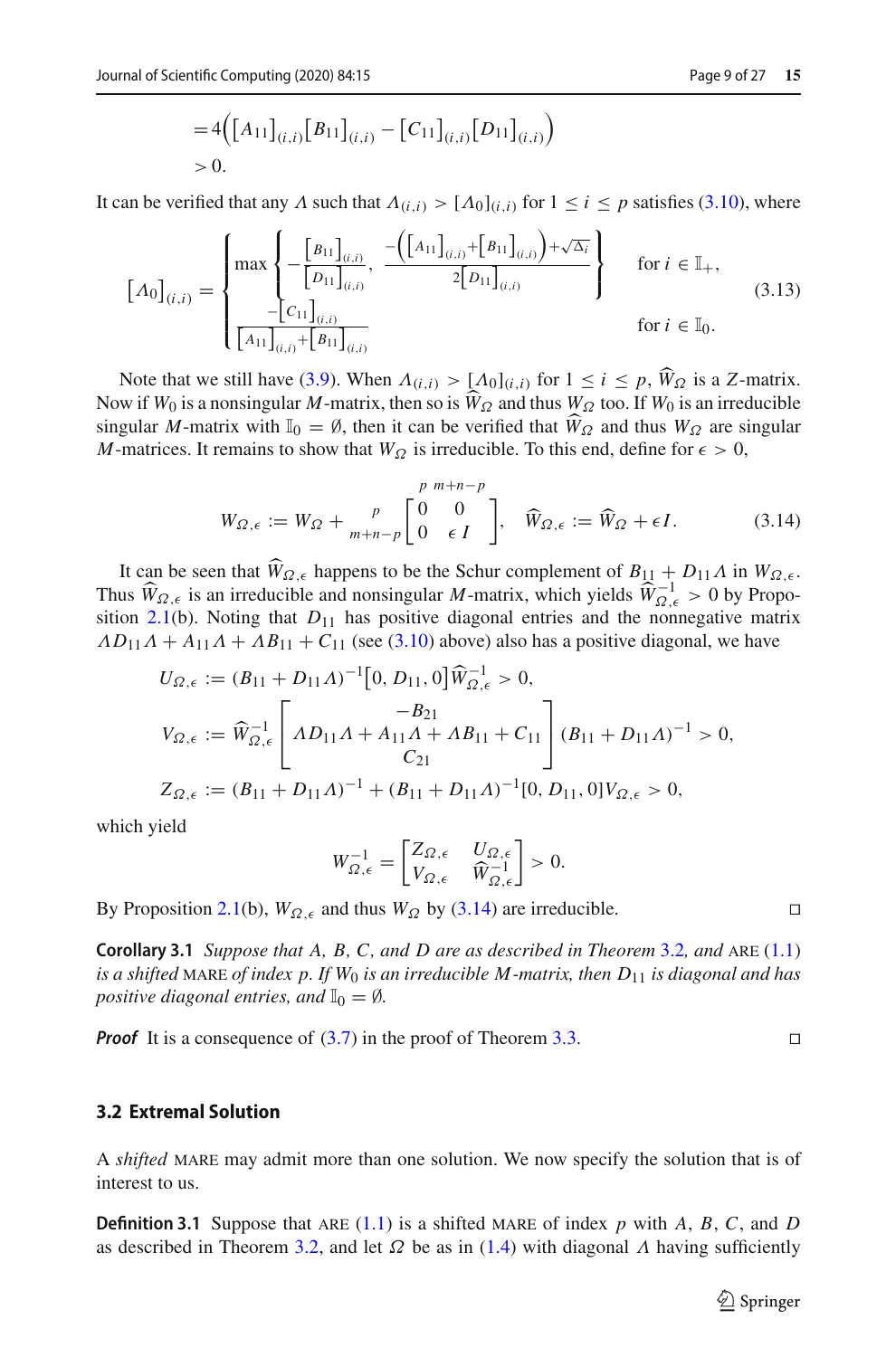$$
\begin{aligned}
&= 4\Big([A_{11}]_{(i,i)}[B_{11}]_{(i,i)} - [C_{11}]_{(i,i)}[D_{11}]_{(i,i)}\Big) \\
&> 0.
\end{aligned}
$$

It can be verified that any $\Lambda$ such that $\Lambda_{(i,i)} > [\Lambda_0]_{(i,i)}$ for $1 \le i \le p$ satisfies (3.10), where

$$
[\Lambda_0]_{(i,i)} = \begin{cases} \max\left\{ -\dfrac{[B_{11}]_{(i,i)}}{[D_{11}]_{(i,i)}}, \dfrac{-\Big([A_{11}]_{(i,i)}+[B_{11}]_{(i,i)}\Big)+\sqrt{\Delta_i}}{2[D_{11}]_{(i,i)}} \right\} & \text{for } i \in \mathbb{I}_+, \\ \dfrac{-[C_{11}]_{(i,i)}}{[A_{11}]_{(i,i)}+[B_{11}]_{(i,i)}} & \text{for } i \in \mathbb{I}_0. \end{cases} \tag{3.13}
$$

Note that we still have (3.9). When $\Lambda_{(i,i)} > [\Lambda_0]_{(i,i)}$ for $1 \le i \le p$, $\widehat{W}_\Omega$ is a $Z$-matrix. Now if $W_0$ is a nonsingular $M$-matrix, then so is $\widehat{W}_\Omega$ and thus $W_\Omega$ too. If $W_0$ is an irreducible singular $M$-matrix with $\mathbb{I}_0 = \emptyset$, then it can be verified that $\widehat{W}_\Omega$ and thus $W_\Omega$ are singular $M$-matrices. It remains to show that $W_\Omega$ is irreducible. To this end, define for $\epsilon > 0$,

$$
W_{\Omega,\epsilon} := W_\Omega + \begin{array}{c} \\ {\scriptstyle p} \\ {\scriptstyle m+n-p} \end{array}\!\!\begin{array}{c} \begin{array}{cc} {\scriptstyle p} & {\scriptstyle m+n-p} \end{array} \\ \begin{bmatrix} 0 & 0 \\ 0 & \epsilon I \end{bmatrix} \end{array}, \quad \widehat{W}_{\Omega,\epsilon} := \widehat{W}_\Omega + \epsilon I. \tag{3.14}
$$

It can be seen that $\widehat{W}_{\Omega,\epsilon}$ happens to be the Schur complement of $B_{11} + D_{11}\Lambda$ in $W_{\Omega,\epsilon}$. Thus $\widehat{W}_{\Omega,\epsilon}$ is an irreducible and nonsingular $M$-matrix, which yields $\widehat{W}_{\Omega,\epsilon}^{-1} > 0$ by Proposition 2.1(b). Noting that $D_{11}$ has positive diagonal entries and the nonnegative matrix $\Lambda D_{11}\Lambda + A_{11}\Lambda + \Lambda B_{11} + C_{11}$ (see (3.10) above) also has a positive diagonal, we have

$$
\begin{aligned}
U_{\Omega,\epsilon} &:= (B_{11} + D_{11}\Lambda)^{-1}\big[0, D_{11}, 0\big]\widehat{W}_{\Omega,\epsilon}^{-1} > 0, \\
V_{\Omega,\epsilon} &:= \widehat{W}_{\Omega,\epsilon}^{-1}\begin{bmatrix} -B_{21} \\ \Lambda D_{11}\Lambda + A_{11}\Lambda + \Lambda B_{11} + C_{11} \\ C_{21} \end{bmatrix}(B_{11} + D_{11}\Lambda)^{-1} > 0, \\
Z_{\Omega,\epsilon} &:= (B_{11} + D_{11}\Lambda)^{-1} + (B_{11} + D_{11}\Lambda)^{-1}[0, D_{11}, 0]V_{\Omega,\epsilon} > 0,
\end{aligned}
$$

which yield

$$
W_{\Omega,\epsilon}^{-1} = \begin{bmatrix} Z_{\Omega,\epsilon} & U_{\Omega,\epsilon} \\ V_{\Omega,\epsilon} & \widehat{W}_{\Omega,\epsilon}^{-1} \end{bmatrix} > 0.
$$

By Proposition 2.1(b), $W_{\Omega,\epsilon}$ and thus $W_\Omega$ by (3.14) are irreducible. □

**Corollary 3.1** *Suppose that $A$, $B$, $C$, and $D$ are as described in Theorem 3.2, and* ARE (1.1) *is a shifted* MARE *of index $p$. If $W_0$ is an irreducible $M$-matrix, then $D_{11}$ is diagonal and has positive diagonal entries, and $\mathbb{I}_0 = \emptyset$.*

***Proof*** It is a consequence of (3.7) in the proof of Theorem 3.3. □

## 3.2 Extremal Solution

A *shifted* MARE may admit more than one solution. We now specify the solution that is of interest to us.

**Definition 3.1** Suppose that ARE (1.1) is a shifted MARE of index $p$ with $A$, $B$, $C$, and $D$ as described in Theorem 3.2, and let $\Omega$ be as in (1.4) with diagonal $\Lambda$ having sufficiently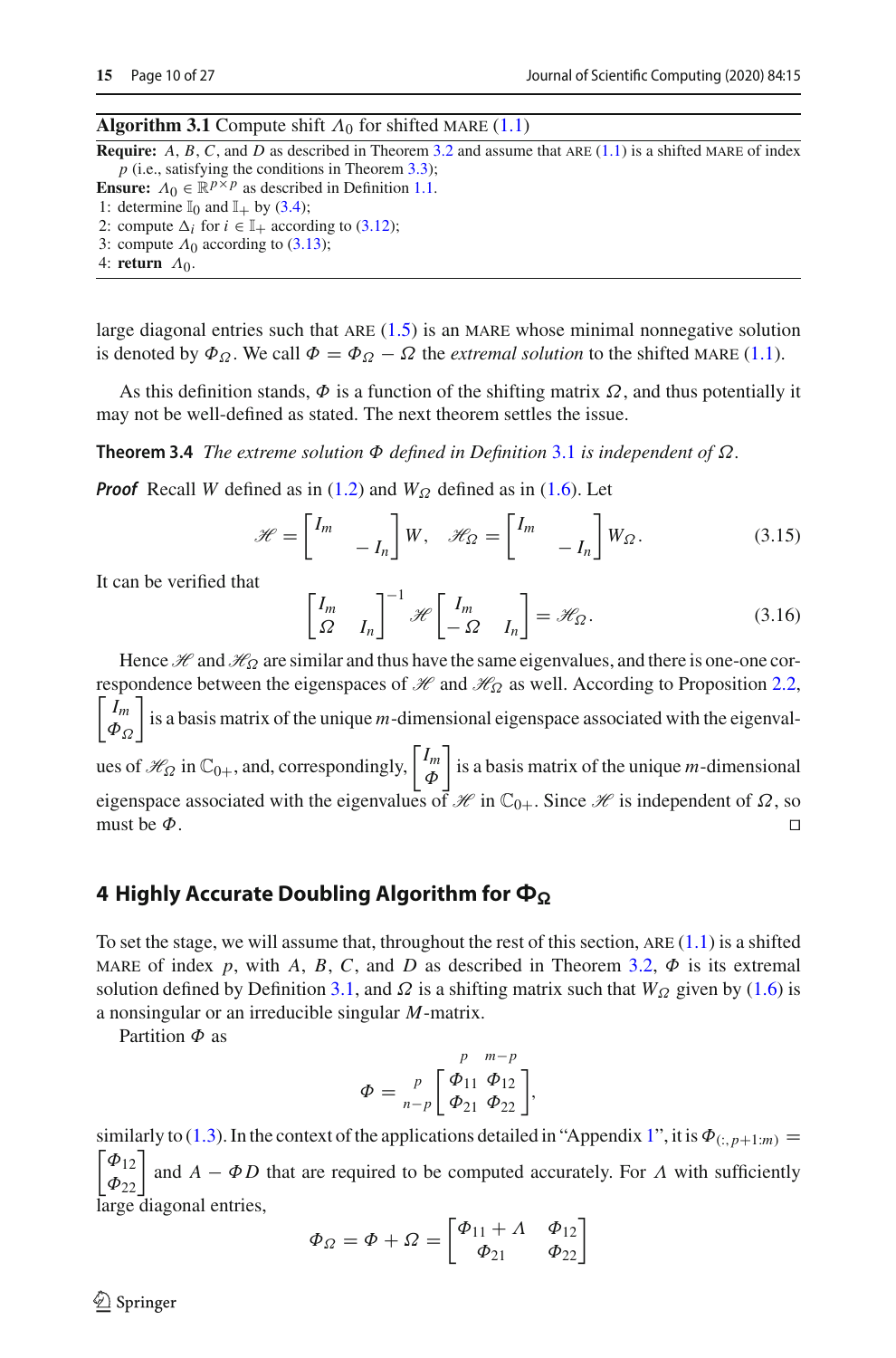**Algorithm 3.1** Compute shift $\Lambda_0$ for shifted MARE (1.1)

**Require:** $A$, $B$, $C$, and $D$ as described in Theorem 3.2 and assume that ARE (1.1) is a shifted MARE of index $p$ (i.e., satisfying the conditions in Theorem 3.3);

**Ensure:** $\Lambda_0 \in \mathbb{R}^{p\times p}$ as described in Definition 1.1.

1: determine $\mathbb{I}_0$ and $\mathbb{I}_+$ by (3.4);
2: compute $\Delta_i$ for $i \in \mathbb{I}_+$ according to (3.12);
3: compute $\Lambda_0$ according to (3.13);
4: **return** $\Lambda_0$.

large diagonal entries such that ARE (1.5) is an MARE whose minimal nonnegative solution is denoted by $\Phi_\Omega$. We call $\Phi = \Phi_\Omega - \Omega$ the *extremal solution* to the shifted MARE (1.1).

As this definition stands, $\Phi$ is a function of the shifting matrix $\Omega$, and thus potentially it may not be well-defined as stated. The next theorem settles the issue.

**Theorem 3.4** *The extreme solution $\Phi$ defined in Definition 3.1 is independent of $\Omega$.*

***Proof*** Recall $W$ defined as in (1.2) and $W_\Omega$ defined as in (1.6). Let

$$\mathscr{H} = \begin{bmatrix} I_m & \\ & -I_n \end{bmatrix} W, \quad \mathscr{H}_\Omega = \begin{bmatrix} I_m & \\ & -I_n \end{bmatrix} W_\Omega. \tag{3.15}$$

It can be verified that

$$\begin{bmatrix} I_m & \\ \Omega & I_n \end{bmatrix}^{-1} \mathscr{H} \begin{bmatrix} I_m & \\ -\Omega & I_n \end{bmatrix} = \mathscr{H}_\Omega. \tag{3.16}$$

Hence $\mathscr{H}$ and $\mathscr{H}_\Omega$ are similar and thus have the same eigenvalues, and there is one-one correspondence between the eigenspaces of $\mathscr{H}$ and $\mathscr{H}_\Omega$ as well. According to Proposition 2.2, $\begin{bmatrix} I_m \\ \Phi_\Omega \end{bmatrix}$ is a basis matrix of the unique $m$-dimensional eigenspace associated with the eigenvalues of $\mathscr{H}_\Omega$ in $\mathbb{C}_{0+}$, and, correspondingly, $\begin{bmatrix} I_m \\ \Phi \end{bmatrix}$ is a basis matrix of the unique $m$-dimensional eigenspace associated with the eigenvalues of $\mathscr{H}$ in $\mathbb{C}_{0+}$. Since $\mathscr{H}$ is independent of $\Omega$, so must be $\Phi$. $\square$

## 4 Highly Accurate Doubling Algorithm for $\Phi_\Omega$

To set the stage, we will assume that, throughout the rest of this section, ARE (1.1) is a shifted MARE of index $p$, with $A$, $B$, $C$, and $D$ as described in Theorem 3.2, $\Phi$ is its extremal solution defined by Definition 3.1, and $\Omega$ is a shifting matrix such that $W_\Omega$ given by (1.6) is a nonsingular or an irreducible singular $M$-matrix.

Partition $\Phi$ as

$$\Phi = \begin{array}{c} \\ {\scriptstyle p} \\ {\scriptstyle n-p} \end{array} \!\!\begin{array}{c} \begin{array}{cc} {\scriptstyle p} & {\scriptstyle m-p} \end{array} \\ \begin{bmatrix} \Phi_{11} & \Phi_{12} \\ \Phi_{21} & \Phi_{22} \end{bmatrix} \end{array},$$

similarly to (1.3). In the context of the applications detailed in "Appendix 1", it is $\Phi_{(:,p+1:m)} = \begin{bmatrix} \Phi_{12} \\ \Phi_{22} \end{bmatrix}$ and $A - \Phi D$ that are required to be computed accurately. For $\Lambda$ with sufficiently large diagonal entries,

$$\Phi_\Omega = \Phi + \Omega = \begin{bmatrix} \Phi_{11} + \Lambda & \Phi_{12} \\ \Phi_{21} & \Phi_{22} \end{bmatrix}$$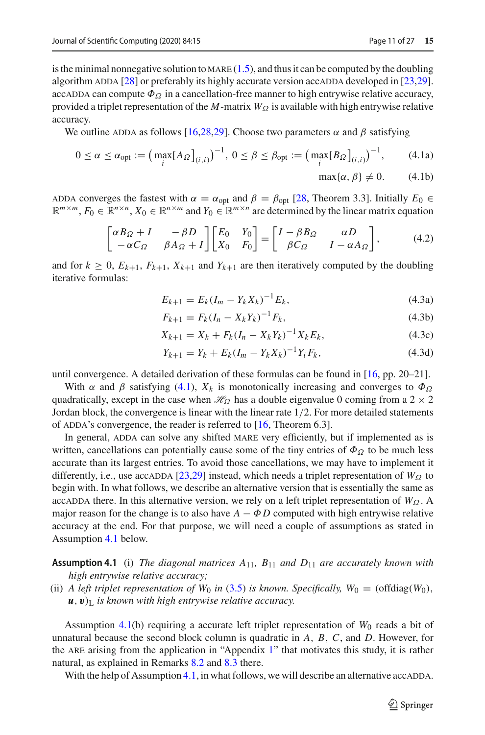is the minimal nonnegative solution to MARE (1.5), and thus it can be computed by the doubling algorithm ADDA [28] or preferably its highly accurate version accADDA developed in [23,29]. accADDA can compute $\Phi_\Omega$ in a cancellation-free manner to high entrywise relative accuracy, provided a triplet representation of the $M$-matrix $W_\Omega$ is available with high entrywise relative accuracy.

We outline ADDA as follows [16,28,29]. Choose two parameters $\alpha$ and $\beta$ satisfying

$$0 \le \alpha \le \alpha_{\rm opt} := \left(\max_i [A_\Omega]_{(i,i)}\right)^{-1},\ 0 \le \beta \le \beta_{\rm opt} := \left(\max_i [B_\Omega]_{(i,i)}\right)^{-1}, \tag{4.1a}$$

$$\max\{\alpha, \beta\} \ne 0. \tag{4.1b}$$

ADDA converges the fastest with $\alpha = \alpha_{\rm opt}$ and $\beta = \beta_{\rm opt}$ [28, Theorem 3.3]. Initially $E_0 \in \mathbb{R}^{m\times m}$, $F_0 \in \mathbb{R}^{n\times n}$, $X_0 \in \mathbb{R}^{n\times m}$ and $Y_0 \in \mathbb{R}^{m\times n}$ are determined by the linear matrix equation

$$\begin{bmatrix} \alpha B_\Omega + I & -\beta D \\ -\alpha C_\Omega & \beta A_\Omega + I \end{bmatrix} \begin{bmatrix} E_0 & Y_0 \\ X_0 & F_0 \end{bmatrix} = \begin{bmatrix} I - \beta B_\Omega & \alpha D \\ \beta C_\Omega & I - \alpha A_\Omega \end{bmatrix}, \tag{4.2}$$

and for $k \ge 0$, $E_{k+1}$, $F_{k+1}$, $X_{k+1}$ and $Y_{k+1}$ are then iteratively computed by the doubling iterative formulas:

$$E_{k+1} = E_k (I_m - Y_k X_k)^{-1} E_k, \tag{4.3a}$$

$$F_{k+1} = F_k (I_n - X_k Y_k)^{-1} F_k, \tag{4.3b}$$

$$X_{k+1} = X_k + F_k (I_n - X_k Y_k)^{-1} X_k E_k, \tag{4.3c}$$

$$Y_{k+1} = Y_k + E_k (I_m - Y_k X_k)^{-1} Y_i F_k, \tag{4.3d}$$

until convergence. A detailed derivation of these formulas can be found in [16, pp. 20–21].

With $\alpha$ and $\beta$ satisfying (4.1), $X_k$ is monotonically increasing and converges to $\Phi_\Omega$ quadratically, except in the case when $\mathscr{H}_\Omega$ has a double eigenvalue 0 coming from a $2 \times 2$ Jordan block, the convergence is linear with the linear rate $1/2$. For more detailed statements of ADDA's convergence, the reader is referred to [16, Theorem 6.3].

In general, ADDA can solve any shifted MARE very efficiently, but if implemented as is written, cancellations can potentially cause some of the tiny entries of $\Phi_\Omega$ to be much less accurate than its largest entries. To avoid those cancellations, we may have to implement it differently, i.e., use accADDA [23,29] instead, which needs a triplet representation of $W_\Omega$ to begin with. In what follows, we describe an alternative version that is essentially the same as accADDA there. In this alternative version, we rely on a left triplet representation of $W_\Omega$. A major reason for the change is to also have $A - \Phi D$ computed with high entrywise relative accuracy at the end. For that purpose, we will need a couple of assumptions as stated in Assumption 4.1 below.

**Assumption 4.1** (i) *The diagonal matrices $A_{11}$, $B_{11}$ and $D_{11}$ are accurately known with high entrywise relative accuracy;*

(ii) *A left triplet representation of $W_0$ in (3.5) is known. Specifically, $W_0 = (\mathrm{offdiag}(W_0), \boldsymbol{u}, \boldsymbol{v})_{\rm L}$ is known with high entrywise relative accuracy.*

Assumption 4.1(b) requiring a accurate left triplet representation of $W_0$ reads a bit of unnatural because the second block column is quadratic in $A$, $B$, $C$, and $D$. However, for the ARE arising from the application in "Appendix 1" that motivates this study, it is rather natural, as explained in Remarks 8.2 and 8.3 there.

With the help of Assumption 4.1, in what follows, we will describe an alternative accADDA.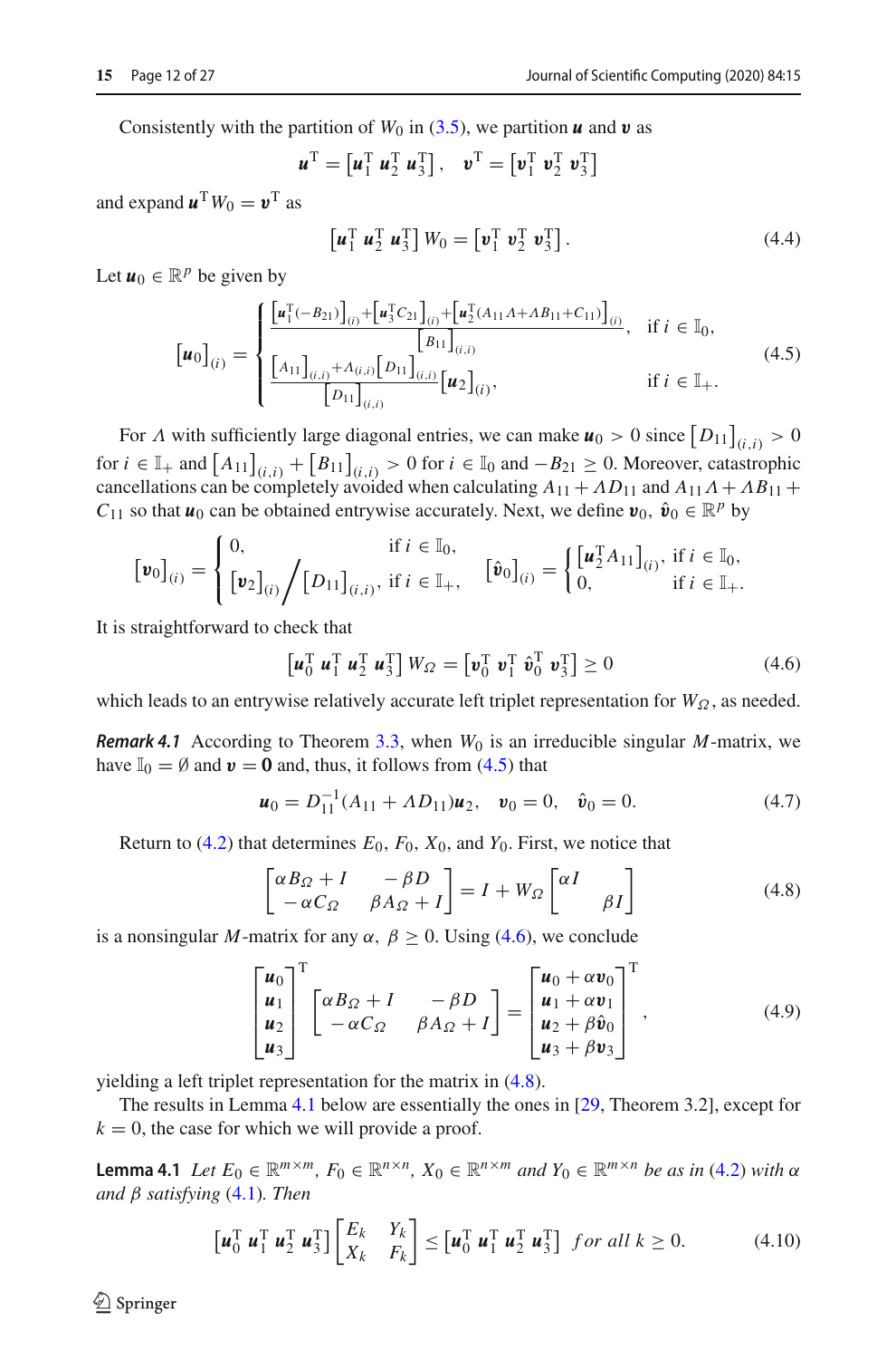Consistently with the partition of $W_0$ in (3.5), we partition $\boldsymbol{u}$ and $\boldsymbol{v}$ as

$$\boldsymbol{u}^{\mathrm{T}} = \left[\boldsymbol{u}_1^{\mathrm{T}}\ \boldsymbol{u}_2^{\mathrm{T}}\ \boldsymbol{u}_3^{\mathrm{T}}\right], \quad \boldsymbol{v}^{\mathrm{T}} = \left[\boldsymbol{v}_1^{\mathrm{T}}\ \boldsymbol{v}_2^{\mathrm{T}}\ \boldsymbol{v}_3^{\mathrm{T}}\right]$$

and expand $\boldsymbol{u}^{\mathrm{T}} W_0 = \boldsymbol{v}^{\mathrm{T}}$ as

$$\left[\boldsymbol{u}_1^{\mathrm{T}}\ \boldsymbol{u}_2^{\mathrm{T}}\ \boldsymbol{u}_3^{\mathrm{T}}\right] W_0 = \left[\boldsymbol{v}_1^{\mathrm{T}}\ \boldsymbol{v}_2^{\mathrm{T}}\ \boldsymbol{v}_3^{\mathrm{T}}\right]. \tag{4.4}$$

Let $\boldsymbol{u}_0 \in \mathbb{R}^p$ be given by

$$[\boldsymbol{u}_0]_{(i)} = \begin{cases} \dfrac{\left[\boldsymbol{u}_1^{\mathrm{T}}(-B_{21})\right]_{(i)} + \left[\boldsymbol{u}_3^{\mathrm{T}} C_{21}\right]_{(i)} + \left[\boldsymbol{u}_2^{\mathrm{T}}(A_{11}\Lambda + \Lambda B_{11} + C_{11})\right]_{(i)}}{\left[B_{11}\right]_{(i,i)}}, & \text{if } i \in \mathbb{I}_0, \\[2ex] \dfrac{\left[A_{11}\right]_{(i,i)} + \Lambda_{(i,i)}\left[D_{11}\right]_{(i,i)}}{\left[D_{11}\right]_{(i,i)}} [\boldsymbol{u}_2]_{(i)}, & \text{if } i \in \mathbb{I}_+. \end{cases} \tag{4.5}$$

For $\Lambda$ with sufficiently large diagonal entries, we can make $\boldsymbol{u}_0 > 0$ since $\left[D_{11}\right]_{(i,i)} > 0$ for $i \in \mathbb{I}_+$ and $\left[A_{11}\right]_{(i,i)} + \left[B_{11}\right]_{(i,i)} > 0$ for $i \in \mathbb{I}_0$ and $-B_{21} \geq 0$. Moreover, catastrophic cancellations can be completely avoided when calculating $A_{11} + \Lambda D_{11}$ and $A_{11}\Lambda + \Lambda B_{11} + C_{11}$ so that $\boldsymbol{u}_0$ can be obtained entrywise accurately. Next, we define $\boldsymbol{v}_0,\ \hat{\boldsymbol{v}}_0 \in \mathbb{R}^p$ by

$$[\boldsymbol{v}_0]_{(i)} = \begin{cases} 0, & \text{if } i \in \mathbb{I}_0, \\ [\boldsymbol{v}_2]_{(i)} \Big/ [D_{11}]_{(i,i)}, & \text{if } i \in \mathbb{I}_+, \end{cases} \qquad [\hat{\boldsymbol{v}}_0]_{(i)} = \begin{cases} \left[\boldsymbol{u}_2^{\mathrm{T}} A_{11}\right]_{(i)}, & \text{if } i \in \mathbb{I}_0, \\ 0, & \text{if } i \in \mathbb{I}_+. \end{cases}$$

It is straightforward to check that

$$\left[\boldsymbol{u}_0^{\mathrm{T}}\ \boldsymbol{u}_1^{\mathrm{T}}\ \boldsymbol{u}_2^{\mathrm{T}}\ \boldsymbol{u}_3^{\mathrm{T}}\right] W_\Omega = \left[\boldsymbol{v}_0^{\mathrm{T}}\ \boldsymbol{v}_1^{\mathrm{T}}\ \hat{\boldsymbol{v}}_0^{\mathrm{T}}\ \boldsymbol{v}_3^{\mathrm{T}}\right] \geq 0 \tag{4.6}$$

which leads to an entrywise relatively accurate left triplet representation for $W_\Omega$, as needed.

***Remark 4.1*** According to Theorem 3.3, when $W_0$ is an irreducible singular $M$-matrix, we have $\mathbb{I}_0 = \emptyset$ and $\boldsymbol{v} = \boldsymbol{0}$ and, thus, it follows from (4.5) that

$$\boldsymbol{u}_0 = D_{11}^{-1}(A_{11} + \Lambda D_{11})\boldsymbol{u}_2, \quad \boldsymbol{v}_0 = 0, \quad \hat{\boldsymbol{v}}_0 = 0. \tag{4.7}$$

Return to (4.2) that determines $E_0$, $F_0$, $X_0$, and $Y_0$. First, we notice that

$$\begin{bmatrix} \alpha B_\Omega + I & -\beta D \\ -\alpha C_\Omega & \beta A_\Omega + I \end{bmatrix} = I + W_\Omega \begin{bmatrix} \alpha I & \\ & \beta I \end{bmatrix} \tag{4.8}$$

is a nonsingular $M$-matrix for any $\alpha,\ \beta \geq 0$. Using (4.6), we conclude

$$\begin{bmatrix} \boldsymbol{u}_0 \\ \boldsymbol{u}_1 \\ \boldsymbol{u}_2 \\ \boldsymbol{u}_3 \end{bmatrix}^{\mathrm{T}} \begin{bmatrix} \alpha B_\Omega + I & -\beta D \\ -\alpha C_\Omega & \beta A_\Omega + I \end{bmatrix} = \begin{bmatrix} \boldsymbol{u}_0 + \alpha \boldsymbol{v}_0 \\ \boldsymbol{u}_1 + \alpha \boldsymbol{v}_1 \\ \boldsymbol{u}_2 + \beta \hat{\boldsymbol{v}}_0 \\ \boldsymbol{u}_3 + \beta \boldsymbol{v}_3 \end{bmatrix}^{\mathrm{T}}, \tag{4.9}$$

yielding a left triplet representation for the matrix in (4.8).

The results in Lemma 4.1 below are essentially the ones in [29, Theorem 3.2], except for $k = 0$, the case for which we will provide a proof.

**Lemma 4.1** *Let $E_0 \in \mathbb{R}^{m\times m}$, $F_0 \in \mathbb{R}^{n\times n}$, $X_0 \in \mathbb{R}^{n\times m}$ and $Y_0 \in \mathbb{R}^{m\times n}$ be as in (4.2) with $\alpha$ and $\beta$ satisfying (4.1). Then*

$$\left[\boldsymbol{u}_0^{\mathrm{T}}\ \boldsymbol{u}_1^{\mathrm{T}}\ \boldsymbol{u}_2^{\mathrm{T}}\ \boldsymbol{u}_3^{\mathrm{T}}\right] \begin{bmatrix} E_k & Y_k \\ X_k & F_k \end{bmatrix} \leq \left[\boldsymbol{u}_0^{\mathrm{T}}\ \boldsymbol{u}_1^{\mathrm{T}}\ \boldsymbol{u}_2^{\mathrm{T}}\ \boldsymbol{u}_3^{\mathrm{T}}\right] \ \textit{for all } k \geq 0. \tag{4.10}$$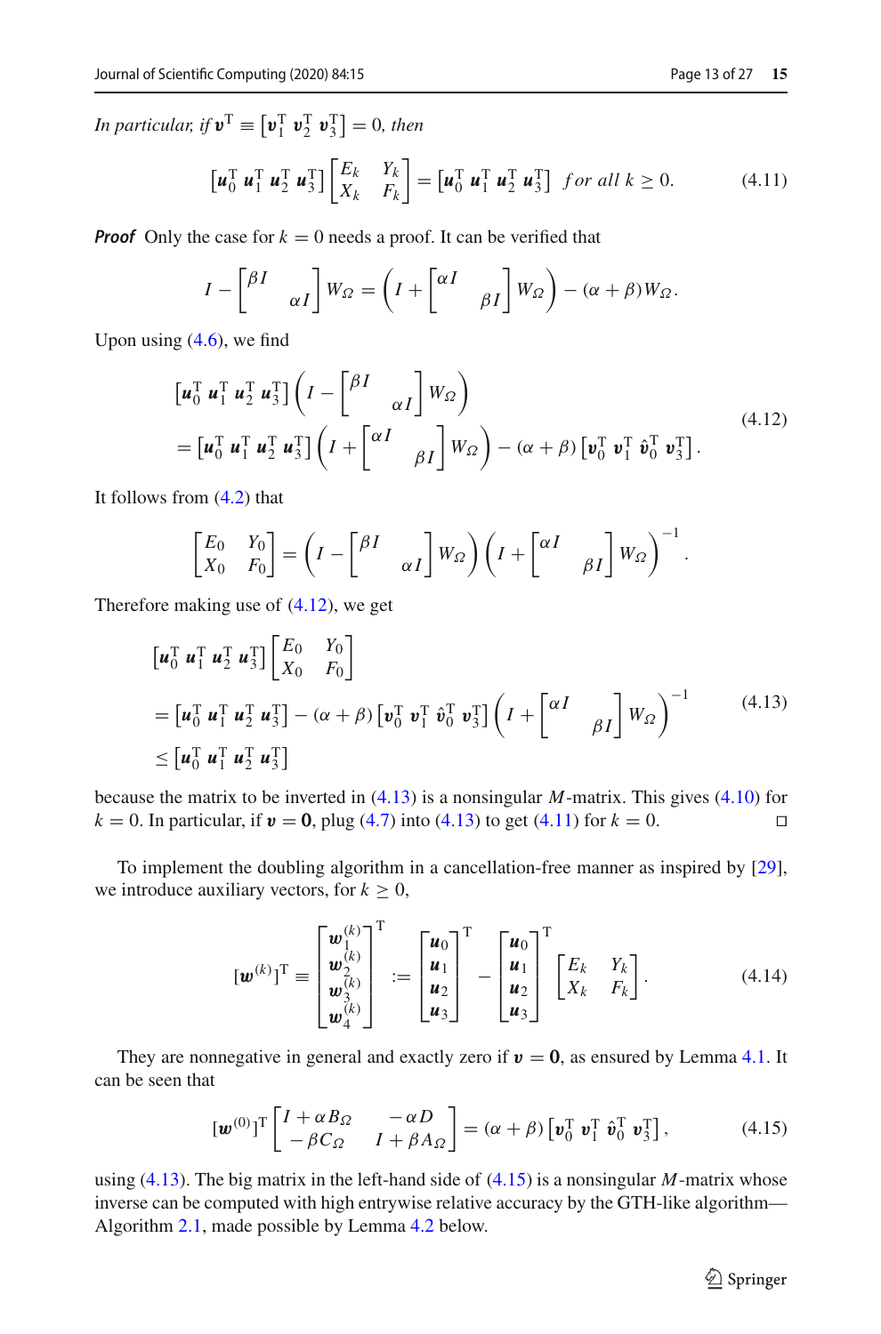*In particular, if* $\boldsymbol{v}^{\mathrm{T}} \equiv \left[\boldsymbol{v}_1^{\mathrm{T}}\ \boldsymbol{v}_2^{\mathrm{T}}\ \boldsymbol{v}_3^{\mathrm{T}}\right] = 0$, *then*

$$\left[\boldsymbol{u}_0^{\mathrm{T}}\ \boldsymbol{u}_1^{\mathrm{T}}\ \boldsymbol{u}_2^{\mathrm{T}}\ \boldsymbol{u}_3^{\mathrm{T}}\right]\begin{bmatrix} E_k & Y_k \\ X_k & F_k \end{bmatrix} = \left[\boldsymbol{u}_0^{\mathrm{T}}\ \boldsymbol{u}_1^{\mathrm{T}}\ \boldsymbol{u}_2^{\mathrm{T}}\ \boldsymbol{u}_3^{\mathrm{T}}\right] \text{ for all } k \geq 0. \tag{4.11}$$

***Proof*** Only the case for $k = 0$ needs a proof. It can be verified that

$$I - \begin{bmatrix} \beta I & \\ & \alpha I \end{bmatrix} W_\Omega = \left(I + \begin{bmatrix} \alpha I & \\ & \beta I \end{bmatrix} W_\Omega\right) - (\alpha + \beta) W_\Omega.$$

Upon using (4.6), we find

$$\begin{aligned} &\left[\boldsymbol{u}_0^{\mathrm{T}}\ \boldsymbol{u}_1^{\mathrm{T}}\ \boldsymbol{u}_2^{\mathrm{T}}\ \boldsymbol{u}_3^{\mathrm{T}}\right]\left(I - \begin{bmatrix} \beta I & \\ & \alpha I \end{bmatrix} W_\Omega\right) \\ &= \left[\boldsymbol{u}_0^{\mathrm{T}}\ \boldsymbol{u}_1^{\mathrm{T}}\ \boldsymbol{u}_2^{\mathrm{T}}\ \boldsymbol{u}_3^{\mathrm{T}}\right]\left(I + \begin{bmatrix} \alpha I & \\ & \beta I \end{bmatrix} W_\Omega\right) - (\alpha + \beta)\left[\boldsymbol{v}_0^{\mathrm{T}}\ \boldsymbol{v}_1^{\mathrm{T}}\ \hat{\boldsymbol{v}}_0^{\mathrm{T}}\ \boldsymbol{v}_3^{\mathrm{T}}\right]. \end{aligned} \tag{4.12}$$

It follows from (4.2) that

$$\begin{bmatrix} E_0 & Y_0 \\ X_0 & F_0 \end{bmatrix} = \left(I - \begin{bmatrix} \beta I & \\ & \alpha I \end{bmatrix} W_\Omega\right)\left(I + \begin{bmatrix} \alpha I & \\ & \beta I \end{bmatrix} W_\Omega\right)^{-1}.$$

Therefore making use of (4.12), we get

$$\begin{aligned} &\left[\boldsymbol{u}_0^{\mathrm{T}}\ \boldsymbol{u}_1^{\mathrm{T}}\ \boldsymbol{u}_2^{\mathrm{T}}\ \boldsymbol{u}_3^{\mathrm{T}}\right]\begin{bmatrix} E_0 & Y_0 \\ X_0 & F_0 \end{bmatrix} \\ &= \left[\boldsymbol{u}_0^{\mathrm{T}}\ \boldsymbol{u}_1^{\mathrm{T}}\ \boldsymbol{u}_2^{\mathrm{T}}\ \boldsymbol{u}_3^{\mathrm{T}}\right] - (\alpha + \beta)\left[\boldsymbol{v}_0^{\mathrm{T}}\ \boldsymbol{v}_1^{\mathrm{T}}\ \hat{\boldsymbol{v}}_0^{\mathrm{T}}\ \boldsymbol{v}_3^{\mathrm{T}}\right]\left(I + \begin{bmatrix} \alpha I & \\ & \beta I \end{bmatrix} W_\Omega\right)^{-1} \\ &\leq \left[\boldsymbol{u}_0^{\mathrm{T}}\ \boldsymbol{u}_1^{\mathrm{T}}\ \boldsymbol{u}_2^{\mathrm{T}}\ \boldsymbol{u}_3^{\mathrm{T}}\right] \end{aligned} \tag{4.13}$$

because the matrix to be inverted in (4.13) is a nonsingular $M$-matrix. This gives (4.10) for $k = 0$. In particular, if $\boldsymbol{v} = \boldsymbol{0}$, plug (4.7) into (4.13) to get (4.11) for $k = 0$. □

To implement the doubling algorithm in a cancellation-free manner as inspired by [29], we introduce auxiliary vectors, for $k \geq 0$,

$$[\boldsymbol{w}^{(k)}]^{\mathrm{T}} \equiv \begin{bmatrix} \boldsymbol{w}_1^{(k)} \\ \boldsymbol{w}_2^{(k)} \\ \boldsymbol{w}_3^{(k)} \\ \boldsymbol{w}_4^{(k)} \end{bmatrix}^{\mathrm{T}} := \begin{bmatrix} \boldsymbol{u}_0 \\ \boldsymbol{u}_1 \\ \boldsymbol{u}_2 \\ \boldsymbol{u}_3 \end{bmatrix}^{\mathrm{T}} - \begin{bmatrix} \boldsymbol{u}_0 \\ \boldsymbol{u}_1 \\ \boldsymbol{u}_2 \\ \boldsymbol{u}_3 \end{bmatrix}^{\mathrm{T}} \begin{bmatrix} E_k & Y_k \\ X_k & F_k \end{bmatrix}. \tag{4.14}$$

They are nonnegative in general and exactly zero if $\boldsymbol{v} = \boldsymbol{0}$, as ensured by Lemma 4.1. It can be seen that

$$[\boldsymbol{w}^{(0)}]^{\mathrm{T}} \begin{bmatrix} I + \alpha B_\Omega & -\alpha D \\ -\beta C_\Omega & I + \beta A_\Omega \end{bmatrix} = (\alpha + \beta)\left[\boldsymbol{v}_0^{\mathrm{T}}\ \boldsymbol{v}_1^{\mathrm{T}}\ \hat{\boldsymbol{v}}_0^{\mathrm{T}}\ \boldsymbol{v}_3^{\mathrm{T}}\right], \tag{4.15}$$

using (4.13). The big matrix in the left-hand side of (4.15) is a nonsingular $M$-matrix whose inverse can be computed with high entrywise relative accuracy by the GTH-like algorithm—Algorithm 2.1, made possible by Lemma 4.2 below.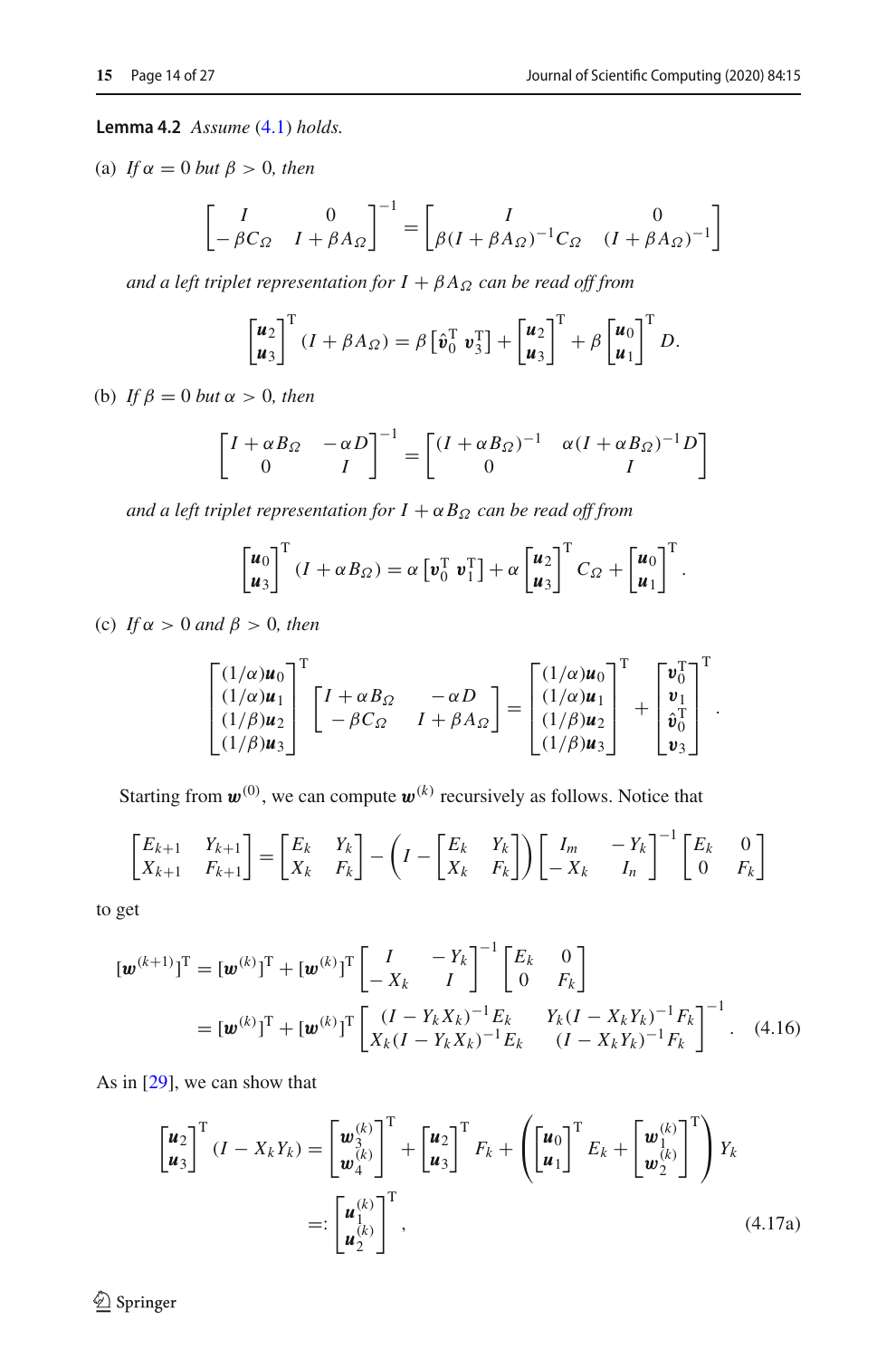**Lemma 4.2** *Assume* (4.1) *holds.*

(a) *If* $\alpha = 0$ *but* $\beta > 0$, *then*

$$\begin{bmatrix} I & 0 \\ -\beta C_\Omega & I + \beta A_\Omega \end{bmatrix}^{-1} = \begin{bmatrix} I & 0 \\ \beta (I + \beta A_\Omega)^{-1} C_\Omega & (I + \beta A_\Omega)^{-1} \end{bmatrix}$$

*and a left triplet representation for* $I + \beta A_\Omega$ *can be read off from*

$$\begin{bmatrix} \boldsymbol{u}_2 \\ \boldsymbol{u}_3 \end{bmatrix}^{\mathrm{T}} (I + \beta A_\Omega) = \beta \left[ \hat{\boldsymbol{v}}_0^{\mathrm{T}} \; \boldsymbol{v}_3^{\mathrm{T}} \right] + \begin{bmatrix} \boldsymbol{u}_2 \\ \boldsymbol{u}_3 \end{bmatrix}^{\mathrm{T}} + \beta \begin{bmatrix} \boldsymbol{u}_0 \\ \boldsymbol{u}_1 \end{bmatrix}^{\mathrm{T}} D.$$

(b) *If* $\beta = 0$ *but* $\alpha > 0$, *then*

$$\begin{bmatrix} I + \alpha B_\Omega & -\alpha D \\ 0 & I \end{bmatrix}^{-1} = \begin{bmatrix} (I + \alpha B_\Omega)^{-1} & \alpha (I + \alpha B_\Omega)^{-1} D \\ 0 & I \end{bmatrix}$$

*and a left triplet representation for* $I + \alpha B_\Omega$ *can be read off from*

$$\begin{bmatrix} \boldsymbol{u}_0 \\ \boldsymbol{u}_3 \end{bmatrix}^{\mathrm{T}} (I + \alpha B_\Omega) = \alpha \left[ \boldsymbol{v}_0^{\mathrm{T}} \; \boldsymbol{v}_1^{\mathrm{T}} \right] + \alpha \begin{bmatrix} \boldsymbol{u}_2 \\ \boldsymbol{u}_3 \end{bmatrix}^{\mathrm{T}} C_\Omega + \begin{bmatrix} \boldsymbol{u}_0 \\ \boldsymbol{u}_1 \end{bmatrix}^{\mathrm{T}}.$$

(c) *If* $\alpha > 0$ *and* $\beta > 0$, *then*

$$\begin{bmatrix} (1/\alpha)\boldsymbol{u}_0 \\ (1/\alpha)\boldsymbol{u}_1 \\ (1/\beta)\boldsymbol{u}_2 \\ (1/\beta)\boldsymbol{u}_3 \end{bmatrix}^{\mathrm{T}} \begin{bmatrix} I + \alpha B_\Omega & -\alpha D \\ -\beta C_\Omega & I + \beta A_\Omega \end{bmatrix} = \begin{bmatrix} (1/\alpha)\boldsymbol{u}_0 \\ (1/\alpha)\boldsymbol{u}_1 \\ (1/\beta)\boldsymbol{u}_2 \\ (1/\beta)\boldsymbol{u}_3 \end{bmatrix}^{\mathrm{T}} + \begin{bmatrix} \boldsymbol{v}_0^{\mathrm{T}} \\ \boldsymbol{v}_1 \\ \hat{\boldsymbol{v}}_0^{\mathrm{T}} \\ \boldsymbol{v}_3 \end{bmatrix}^{\mathrm{T}}.$$

Starting from $\boldsymbol{w}^{(0)}$, we can compute $\boldsymbol{w}^{(k)}$ recursively as follows. Notice that

$$\begin{bmatrix} E_{k+1} & Y_{k+1} \\ X_{k+1} & F_{k+1} \end{bmatrix} = \begin{bmatrix} E_k & Y_k \\ X_k & F_k \end{bmatrix} - \left( I - \begin{bmatrix} E_k & Y_k \\ X_k & F_k \end{bmatrix} \right) \begin{bmatrix} I_m & -Y_k \\ -X_k & I_n \end{bmatrix}^{-1} \begin{bmatrix} E_k & 0 \\ 0 & F_k \end{bmatrix}$$

to get

$$\begin{aligned} [\boldsymbol{w}^{(k+1)}]^{\mathrm{T}} &= [\boldsymbol{w}^{(k)}]^{\mathrm{T}} + [\boldsymbol{w}^{(k)}]^{\mathrm{T}} \begin{bmatrix} I & -Y_k \\ -X_k & I \end{bmatrix}^{-1} \begin{bmatrix} E_k & 0 \\ 0 & F_k \end{bmatrix} \\ &= [\boldsymbol{w}^{(k)}]^{\mathrm{T}} + [\boldsymbol{w}^{(k)}]^{\mathrm{T}} \begin{bmatrix} (I - Y_k X_k)^{-1} E_k & Y_k (I - X_k Y_k)^{-1} F_k \\ X_k (I - Y_k X_k)^{-1} E_k & (I - X_k Y_k)^{-1} F_k \end{bmatrix}^{-1}. \end{aligned} \tag{4.16}$$

As in [29], we can show that

$$\begin{aligned} \begin{bmatrix} \boldsymbol{u}_2 \\ \boldsymbol{u}_3 \end{bmatrix}^{\mathrm{T}} (I - X_k Y_k) &= \begin{bmatrix} \boldsymbol{w}_3^{(k)} \\ \boldsymbol{w}_4^{(k)} \end{bmatrix}^{\mathrm{T}} + \begin{bmatrix} \boldsymbol{u}_2 \\ \boldsymbol{u}_3 \end{bmatrix}^{\mathrm{T}} F_k + \left( \begin{bmatrix} \boldsymbol{u}_0 \\ \boldsymbol{u}_1 \end{bmatrix}^{\mathrm{T}} E_k + \begin{bmatrix} \boldsymbol{w}_1^{(k)} \\ \boldsymbol{w}_2^{(k)} \end{bmatrix}^{\mathrm{T}} \right) Y_k \\ &=: \begin{bmatrix} \boldsymbol{u}_1^{(k)} \\ \boldsymbol{u}_2^{(k)} \end{bmatrix}^{\mathrm{T}}, \end{aligned} \tag{4.17a}$$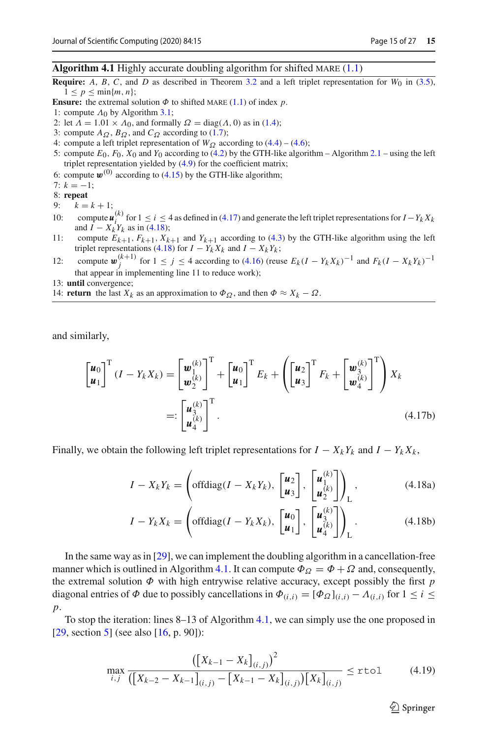**Algorithm 4.1** Highly accurate doubling algorithm for shifted MARE (1.1)

**Require:** $A$, $B$, $C$, and $D$ as described in Theorem 3.2 and a left triplet representation for $W_0$ in (3.5), $1 \le p \le \min\{m,n\}$;

**Ensure:** the extremal solution $\Phi$ to shifted MARE (1.1) of index $p$.

1: compute $\Lambda_0$ by Algorithm 3.1;
2: let $\Lambda = 1.01 \times \Lambda_0$, and formally $\Omega = \operatorname{diag}(\Lambda, 0)$ as in (1.4);
3: compute $A_\Omega$, $B_\Omega$, and $C_\Omega$ according to (1.7);
4: compute a left triplet representation of $W_\Omega$ according to (4.4) – (4.6);
5: compute $E_0$, $F_0$, $X_0$ and $Y_0$ according to (4.2) by the GTH-like algorithm – Algorithm 2.1 – using the left triplet representation yielded by (4.9) for the coefficient matrix;
6: compute $\boldsymbol{w}^{(0)}$ according to (4.15) by the GTH-like algorithm;
7: $k = -1$;
8: **repeat**
9: $k = k + 1$;
10: compute $\boldsymbol{u}_i^{(k)}$ for $1 \le i \le 4$ as defined in (4.17) and generate the left triplet representations for $I - Y_k X_k$ and $I - X_k Y_k$ as in (4.18);
11: compute $E_{k+1}$, $F_{k+1}$, $X_{k+1}$ and $Y_{k+1}$ according to (4.3) by the GTH-like algorithm using the left triplet representations (4.18) for $I - Y_k X_k$ and $I - X_k Y_k$;
12: compute $\boldsymbol{w}_j^{(k+1)}$ for $1 \le j \le 4$ according to (4.16) (reuse $E_k(I - Y_k X_k)^{-1}$ and $F_k(I - X_k Y_k)^{-1}$ that appear in implementing line 11 to reduce work);
13: **until** convergence;
14: **return** the last $X_k$ as an approximation to $\Phi_\Omega$, and then $\Phi \approx X_k - \Omega$.

and similarly,

$$
\begin{bmatrix} \boldsymbol{u}_0 \\ \boldsymbol{u}_1 \end{bmatrix}^{\mathrm{T}} (I - Y_k X_k) = \begin{bmatrix} \boldsymbol{w}_1^{(k)} \\ \boldsymbol{w}_2^{(k)} \end{bmatrix}^{\mathrm{T}} + \begin{bmatrix} \boldsymbol{u}_0 \\ \boldsymbol{u}_1 \end{bmatrix}^{\mathrm{T}} E_k + \left( \begin{bmatrix} \boldsymbol{u}_2 \\ \boldsymbol{u}_3 \end{bmatrix}^{\mathrm{T}} F_k + \begin{bmatrix} \boldsymbol{w}_3^{(k)} \\ \boldsymbol{w}_4^{(k)} \end{bmatrix}^{\mathrm{T}} \right) X_k
$$

$$
=: \begin{bmatrix} \boldsymbol{u}_3^{(k)} \\ \boldsymbol{u}_4^{(k)} \end{bmatrix}^{\mathrm{T}}. \tag{4.17b}
$$

Finally, we obtain the following left triplet representations for $I - X_k Y_k$ and $I - Y_k X_k$,

$$
I - X_k Y_k = \left( \operatorname{offdiag}(I - X_k Y_k), \begin{bmatrix} \boldsymbol{u}_2 \\ \boldsymbol{u}_3 \end{bmatrix}, \begin{bmatrix} \boldsymbol{u}_1^{(k)} \\ \boldsymbol{u}_2^{(k)} \end{bmatrix} \right)_{\mathrm{L}}, \tag{4.18a}
$$

$$
I - Y_k X_k = \left( \operatorname{offdiag}(I - Y_k X_k), \begin{bmatrix} \boldsymbol{u}_0 \\ \boldsymbol{u}_1 \end{bmatrix}, \begin{bmatrix} \boldsymbol{u}_3^{(k)} \\ \boldsymbol{u}_4^{(k)} \end{bmatrix} \right)_{\mathrm{L}}. \tag{4.18b}
$$

In the same way as in [29], we can implement the doubling algorithm in a cancellation-free manner which is outlined in Algorithm 4.1. It can compute $\Phi_\Omega = \Phi + \Omega$ and, consequently, the extremal solution $\Phi$ with high entrywise relative accuracy, except possibly the first $p$ diagonal entries of $\Phi$ due to possibly cancellations in $\Phi_{(i,i)} = [\Phi_\Omega]_{(i,i)} - \Lambda_{(i,i)}$ for $1 \le i \le p$.

To stop the iteration: lines 8–13 of Algorithm 4.1, we can simply use the one proposed in [29, section 5] (see also [16, p. 90]):

$$
\max_{i,j} \frac{\left([X_{k-1} - X_k]_{(i,j)}\right)^2}{\left([X_{k-2} - X_{k-1}]_{(i,j)} - [X_{k-1} - X_k]_{(i,j)}\right)[X_k]_{(i,j)}} \le \mathtt{rtol} \tag{4.19}
$$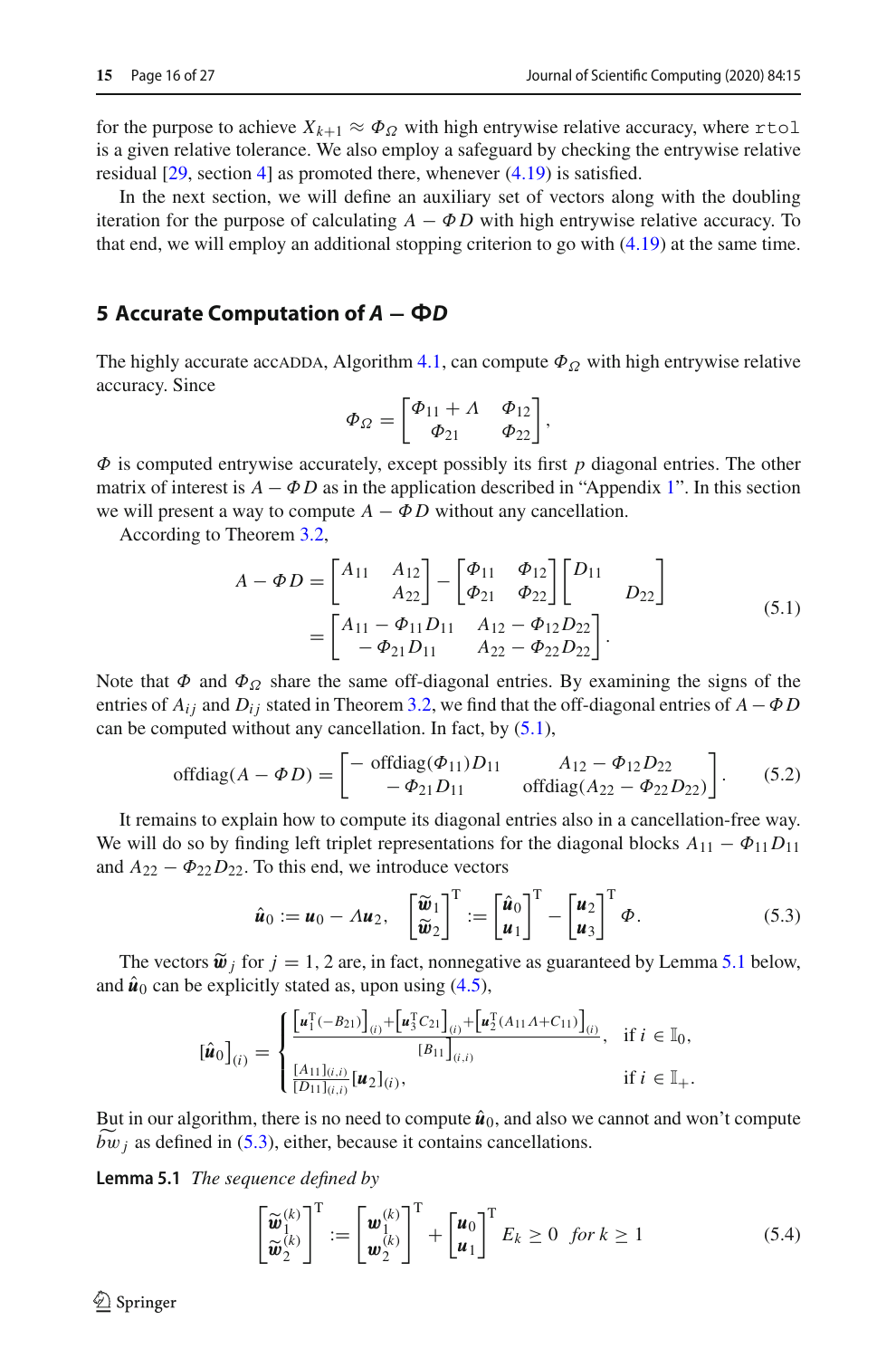for the purpose to achieve $X_{k+1} \approx \Phi_\Omega$ with high entrywise relative accuracy, where `rtol` is a given relative tolerance. We also employ a safeguard by checking the entrywise relative residual [29, section 4] as promoted there, whenever (4.19) is satisfied.

In the next section, we will define an auxiliary set of vectors along with the doubling iteration for the purpose of calculating $A - \Phi D$ with high entrywise relative accuracy. To that end, we will employ an additional stopping criterion to go with (4.19) at the same time.

## 5 Accurate Computation of $A - \Phi D$

The highly accurate accADDA, Algorithm 4.1, can compute $\Phi_\Omega$ with high entrywise relative accuracy. Since

$$\Phi_\Omega = \begin{bmatrix} \Phi_{11} + \Lambda & \Phi_{12} \\ \Phi_{21} & \Phi_{22} \end{bmatrix},$$

$\Phi$ is computed entrywise accurately, except possibly its first $p$ diagonal entries. The other matrix of interest is $A - \Phi D$ as in the application described in "Appendix 1". In this section we will present a way to compute $A - \Phi D$ without any cancellation.

According to Theorem 3.2,

$$\begin{aligned} A - \Phi D &= \begin{bmatrix} A_{11} & A_{12} \\ & A_{22} \end{bmatrix} - \begin{bmatrix} \Phi_{11} & \Phi_{12} \\ \Phi_{21} & \Phi_{22} \end{bmatrix} \begin{bmatrix} D_{11} & \\ & D_{22} \end{bmatrix} \\ &= \begin{bmatrix} A_{11} - \Phi_{11} D_{11} & A_{12} - \Phi_{12} D_{22} \\ -\Phi_{21} D_{11} & A_{22} - \Phi_{22} D_{22} \end{bmatrix}. \end{aligned} \tag{5.1}$$

Note that $\Phi$ and $\Phi_\Omega$ share the same off-diagonal entries. By examining the signs of the entries of $A_{ij}$ and $D_{ij}$ stated in Theorem 3.2, we find that the off-diagonal entries of $A - \Phi D$ can be computed without any cancellation. In fact, by (5.1),

$$\operatorname{offdiag}(A - \Phi D) = \begin{bmatrix} -\operatorname{offdiag}(\Phi_{11}) D_{11} & A_{12} - \Phi_{12} D_{22} \\ -\Phi_{21} D_{11} & \operatorname{offdiag}(A_{22} - \Phi_{22} D_{22}) \end{bmatrix}. \tag{5.2}$$

It remains to explain how to compute its diagonal entries also in a cancellation-free way. We will do so by finding left triplet representations for the diagonal blocks $A_{11} - \Phi_{11} D_{11}$ and $A_{22} - \Phi_{22} D_{22}$. To this end, we introduce vectors

$$\hat{\boldsymbol{u}}_0 := \boldsymbol{u}_0 - \Lambda \boldsymbol{u}_2, \quad \begin{bmatrix} \widetilde{\boldsymbol{w}}_1 \\ \widetilde{\boldsymbol{w}}_2 \end{bmatrix}^{\mathrm{T}} := \begin{bmatrix} \hat{\boldsymbol{u}}_0 \\ \boldsymbol{u}_1 \end{bmatrix}^{\mathrm{T}} - \begin{bmatrix} \boldsymbol{u}_2 \\ \boldsymbol{u}_3 \end{bmatrix}^{\mathrm{T}} \Phi. \tag{5.3}$$

The vectors $\widetilde{\boldsymbol{w}}_j$ for $j = 1, 2$ are, in fact, nonnegative as guaranteed by Lemma 5.1 below, and $\hat{\boldsymbol{u}}_0$ can be explicitly stated as, upon using (4.5),

$$[\hat{\boldsymbol{u}}_0]_{(i)} = \begin{cases} \dfrac{\left[\boldsymbol{u}_1^{\mathrm{T}}(-B_{21})\right]_{(i)} + \left[\boldsymbol{u}_3^{\mathrm{T}} C_{21}\right]_{(i)} + \left[\boldsymbol{u}_2^{\mathrm{T}}(A_{11}\Lambda + C_{11})\right]_{(i)}}{\left[B_{11}\right]_{(i,i)}}, & \text{if } i \in \mathbb{I}_0, \\[2ex] \dfrac{[A_{11}]_{(i,i)}}{[D_{11}]_{(i,i)}} [\boldsymbol{u}_2]_{(i)}, & \text{if } i \in \mathbb{I}_+. \end{cases}$$

But in our algorithm, there is no need to compute $\hat{\boldsymbol{u}}_0$, and also we cannot and won't compute $\widetilde{bw}_j$ as defined in (5.3), either, because it contains cancellations.

**Lemma 5.1** *The sequence defined by*

$$\begin{bmatrix} \widetilde{\boldsymbol{w}}_1^{(k)} \\ \widetilde{\boldsymbol{w}}_2^{(k)} \end{bmatrix}^{\mathrm{T}} := \begin{bmatrix} \boldsymbol{w}_1^{(k)} \\ \boldsymbol{w}_2^{(k)} \end{bmatrix}^{\mathrm{T}} + \begin{bmatrix} \boldsymbol{u}_0 \\ \boldsymbol{u}_1 \end{bmatrix}^{\mathrm{T}} E_k \geq 0 \quad \text{for } k \geq 1 \tag{5.4}$$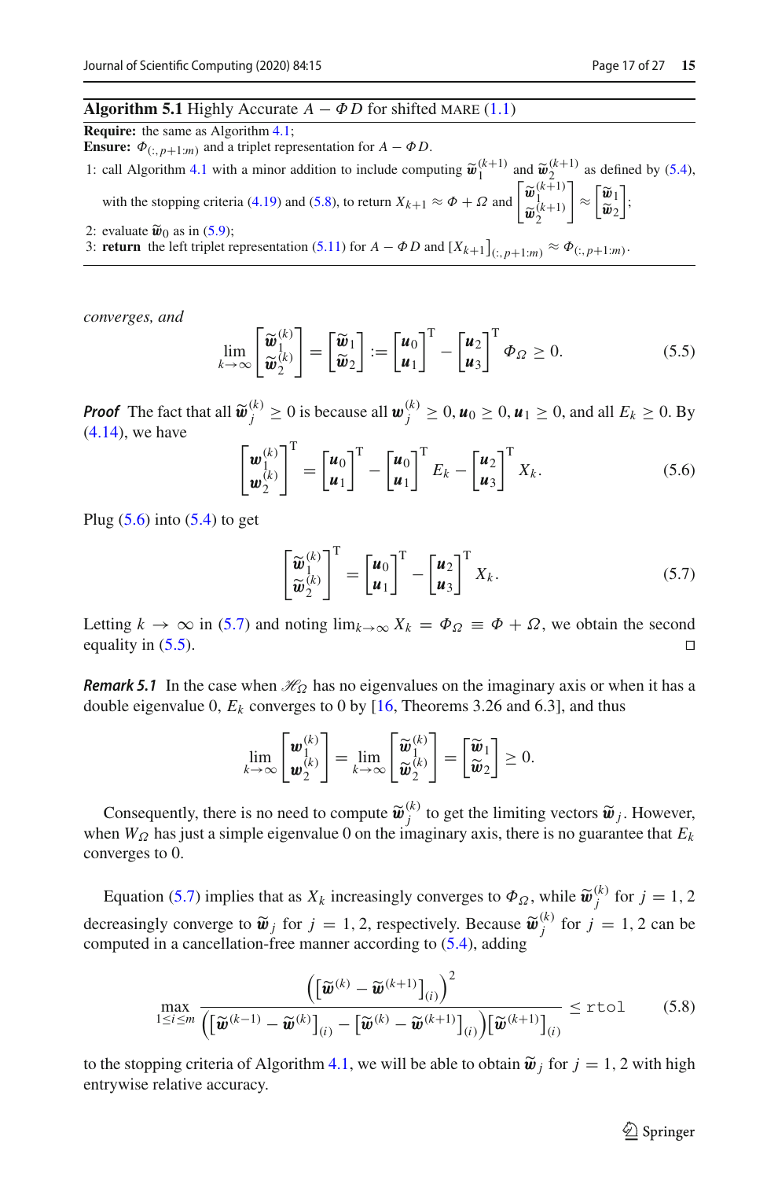**Algorithm 5.1** Highly Accurate $A - \Phi D$ for shifted MARE (1.1)

**Require:** the same as Algorithm 4.1;
**Ensure:** $\Phi_{(:,p+1:m)}$ and a triplet representation for $A - \Phi D$.

1: call Algorithm 4.1 with a minor addition to include computing $\widetilde{\boldsymbol{w}}_1^{(k+1)}$ and $\widetilde{\boldsymbol{w}}_2^{(k+1)}$ as defined by (5.4), with the stopping criteria (4.19) and (5.8), to return $X_{k+1} \approx \Phi + \Omega$ and $\begin{bmatrix} \widetilde{\boldsymbol{w}}_1^{(k+1)} \\ \widetilde{\boldsymbol{w}}_2^{(k+1)} \end{bmatrix} \approx \begin{bmatrix} \widetilde{\boldsymbol{w}}_1 \\ \widetilde{\boldsymbol{w}}_2 \end{bmatrix}$;
2: evaluate $\widetilde{\boldsymbol{w}}_0$ as in (5.9);
3: **return** the left triplet representation (5.11) for $A - \Phi D$ and $[X_{k+1}]_{(:,p+1:m)} \approx \Phi_{(:,p+1:m)}$.

*converges, and*

$$
\lim_{k\to\infty} \begin{bmatrix} \widetilde{\boldsymbol{w}}_1^{(k)} \\ \widetilde{\boldsymbol{w}}_2^{(k)} \end{bmatrix} = \begin{bmatrix} \widetilde{\boldsymbol{w}}_1 \\ \widetilde{\boldsymbol{w}}_2 \end{bmatrix} := \begin{bmatrix} \boldsymbol{u}_0 \\ \boldsymbol{u}_1 \end{bmatrix}^{\mathrm{T}} - \begin{bmatrix} \boldsymbol{u}_2 \\ \boldsymbol{u}_3 \end{bmatrix}^{\mathrm{T}} \Phi_\Omega \geq 0. \tag{5.5}
$$

***Proof*** The fact that all $\widetilde{\boldsymbol{w}}_j^{(k)} \geq 0$ is because all $\boldsymbol{w}_j^{(k)} \geq 0$, $\boldsymbol{u}_0 \geq 0$, $\boldsymbol{u}_1 \geq 0$, and all $E_k \geq 0$. By (4.14), we have

$$
\begin{bmatrix} \boldsymbol{w}_1^{(k)} \\ \boldsymbol{w}_2^{(k)} \end{bmatrix}^{\mathrm{T}} = \begin{bmatrix} \boldsymbol{u}_0 \\ \boldsymbol{u}_1 \end{bmatrix}^{\mathrm{T}} - \begin{bmatrix} \boldsymbol{u}_0 \\ \boldsymbol{u}_1 \end{bmatrix}^{\mathrm{T}} E_k - \begin{bmatrix} \boldsymbol{u}_2 \\ \boldsymbol{u}_3 \end{bmatrix}^{\mathrm{T}} X_k. \tag{5.6}
$$

Plug (5.6) into (5.4) to get

$$
\begin{bmatrix} \widetilde{\boldsymbol{w}}_1^{(k)} \\ \widetilde{\boldsymbol{w}}_2^{(k)} \end{bmatrix}^{\mathrm{T}} = \begin{bmatrix} \boldsymbol{u}_0 \\ \boldsymbol{u}_1 \end{bmatrix}^{\mathrm{T}} - \begin{bmatrix} \boldsymbol{u}_2 \\ \boldsymbol{u}_3 \end{bmatrix}^{\mathrm{T}} X_k. \tag{5.7}
$$

Letting $k \to \infty$ in (5.7) and noting $\lim_{k\to\infty} X_k = \Phi_\Omega \equiv \Phi + \Omega$, we obtain the second equality in (5.5). □

***Remark 5.1*** In the case when $\mathscr{H}_\Omega$ has no eigenvalues on the imaginary axis or when it has a double eigenvalue 0, $E_k$ converges to 0 by [16, Theorems 3.26 and 6.3], and thus

$$
\lim_{k\to\infty} \begin{bmatrix} \boldsymbol{w}_1^{(k)} \\ \boldsymbol{w}_2^{(k)} \end{bmatrix} = \lim_{k\to\infty} \begin{bmatrix} \widetilde{\boldsymbol{w}}_1^{(k)} \\ \widetilde{\boldsymbol{w}}_2^{(k)} \end{bmatrix} = \begin{bmatrix} \widetilde{\boldsymbol{w}}_1 \\ \widetilde{\boldsymbol{w}}_2 \end{bmatrix} \geq 0.
$$

Consequently, there is no need to compute $\widetilde{\boldsymbol{w}}_j^{(k)}$ to get the limiting vectors $\widetilde{\boldsymbol{w}}_j$. However, when $W_\Omega$ has just a simple eigenvalue 0 on the imaginary axis, there is no guarantee that $E_k$ converges to 0.

Equation (5.7) implies that as $X_k$ increasingly converges to $\Phi_\Omega$, while $\widetilde{\boldsymbol{w}}_j^{(k)}$ for $j = 1, 2$ decreasingly converge to $\widetilde{\boldsymbol{w}}_j$ for $j = 1, 2$, respectively. Because $\widetilde{\boldsymbol{w}}_j^{(k)}$ for $j = 1, 2$ can be computed in a cancellation-free manner according to (5.4), adding

$$
\max_{1\leq i\leq m} \frac{\left(\left[\widetilde{\boldsymbol{w}}^{(k)} - \widetilde{\boldsymbol{w}}^{(k+1)}\right]_{(i)}\right)^2}{\left(\left[\widetilde{\boldsymbol{w}}^{(k-1)} - \widetilde{\boldsymbol{w}}^{(k)}\right]_{(i)} - \left[\widetilde{\boldsymbol{w}}^{(k)} - \widetilde{\boldsymbol{w}}^{(k+1)}\right]_{(i)}\right)\left[\widetilde{\boldsymbol{w}}^{(k+1)}\right]_{(i)}} \leq \mathtt{rtol} \tag{5.8}
$$

to the stopping criteria of Algorithm 4.1, we will be able to obtain $\widetilde{\boldsymbol{w}}_j$ for $j = 1, 2$ with high entrywise relative accuracy.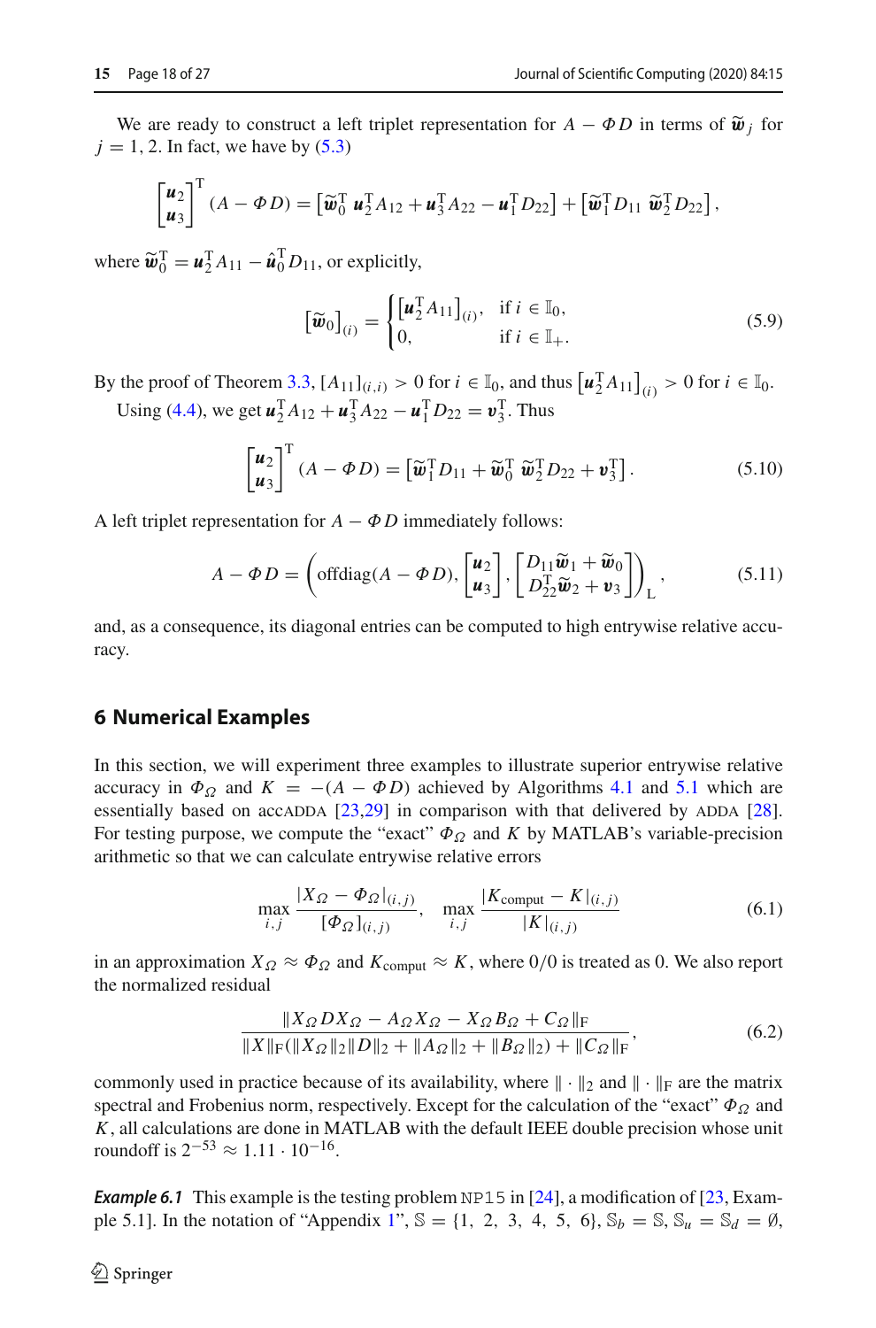We are ready to construct a left triplet representation for $A - \Phi D$ in terms of $\widetilde{\boldsymbol{w}}_j$ for $j = 1, 2$. In fact, we have by (5.3)

$$\begin{bmatrix} \boldsymbol{u}_2 \\ \boldsymbol{u}_3 \end{bmatrix}^{\mathrm{T}} (A - \Phi D) = \left[\widetilde{\boldsymbol{w}}_0^{\mathrm{T}} \ \boldsymbol{u}_2^{\mathrm{T}} A_{12} + \boldsymbol{u}_3^{\mathrm{T}} A_{22} - \boldsymbol{u}_1^{\mathrm{T}} D_{22}\right] + \left[\widetilde{\boldsymbol{w}}_1^{\mathrm{T}} D_{11} \ \widetilde{\boldsymbol{w}}_2^{\mathrm{T}} D_{22}\right],$$

where $\widetilde{\boldsymbol{w}}_0^{\mathrm{T}} = \boldsymbol{u}_2^{\mathrm{T}} A_{11} - \hat{\boldsymbol{u}}_0^{\mathrm{T}} D_{11}$, or explicitly,

$$\left[\widetilde{\boldsymbol{w}}_0\right]_{(i)} = \begin{cases} \left[\boldsymbol{u}_2^{\mathrm{T}} A_{11}\right]_{(i)}, & \text{if } i \in \mathbb{I}_0, \\ 0, & \text{if } i \in \mathbb{I}_+. \end{cases} \tag{5.9}$$

By the proof of Theorem 3.3, $[A_{11}]_{(i,i)} > 0$ for $i \in \mathbb{I}_0$, and thus $\left[\boldsymbol{u}_2^{\mathrm{T}} A_{11}\right]_{(i)} > 0$ for $i \in \mathbb{I}_0$.

Using (4.4), we get $\boldsymbol{u}_2^{\mathrm{T}} A_{12} + \boldsymbol{u}_3^{\mathrm{T}} A_{22} - \boldsymbol{u}_1^{\mathrm{T}} D_{22} = \boldsymbol{v}_3^{\mathrm{T}}$. Thus

$$\begin{bmatrix} \boldsymbol{u}_2 \\ \boldsymbol{u}_3 \end{bmatrix}^{\mathrm{T}} (A - \Phi D) = \left[\widetilde{\boldsymbol{w}}_1^{\mathrm{T}} D_{11} + \widetilde{\boldsymbol{w}}_0^{\mathrm{T}} \ \widetilde{\boldsymbol{w}}_2^{\mathrm{T}} D_{22} + \boldsymbol{v}_3^{\mathrm{T}}\right]. \tag{5.10}$$

A left triplet representation for $A - \Phi D$ immediately follows:

$$A - \Phi D = \left( \operatorname{offdiag}(A - \Phi D), \begin{bmatrix} \boldsymbol{u}_2 \\ \boldsymbol{u}_3 \end{bmatrix}, \begin{bmatrix} D_{11}\widetilde{\boldsymbol{w}}_1 + \widetilde{\boldsymbol{w}}_0 \\ D_{22}^{\mathrm{T}}\widetilde{\boldsymbol{w}}_2 + \boldsymbol{v}_3 \end{bmatrix} \right)_{\mathrm{L}}, \tag{5.11}$$

and, as a consequence, its diagonal entries can be computed to high entrywise relative accuracy.

## 6 Numerical Examples

In this section, we will experiment three examples to illustrate superior entrywise relative accuracy in $\Phi_\Omega$ and $K = -(A - \Phi D)$ achieved by Algorithms 4.1 and 5.1 which are essentially based on accADDA [23,29] in comparison with that delivered by ADDA [28]. For testing purpose, we compute the "exact" $\Phi_\Omega$ and $K$ by MATLAB's variable-precision arithmetic so that we can calculate entrywise relative errors

$$\max_{i,j} \frac{|X_\Omega - \Phi_\Omega|_{(i,j)}}{[\Phi_\Omega]_{(i,j)}}, \quad \max_{i,j} \frac{|K_{\text{comput}} - K|_{(i,j)}}{|K|_{(i,j)}} \tag{6.1}$$

in an approximation $X_\Omega \approx \Phi_\Omega$ and $K_{\text{comput}} \approx K$, where $0/0$ is treated as 0. We also report the normalized residual

$$\frac{\|X_\Omega D X_\Omega - A_\Omega X_\Omega - X_\Omega B_\Omega + C_\Omega\|_{\mathrm{F}}}{\|X\|_{\mathrm{F}}(\|X_\Omega\|_2\|D\|_2 + \|A_\Omega\|_2 + \|B_\Omega\|_2) + \|C_\Omega\|_{\mathrm{F}}}, \tag{6.2}$$

commonly used in practice because of its availability, where $\|\cdot\|_2$ and $\|\cdot\|_{\mathrm{F}}$ are the matrix spectral and Frobenius norm, respectively. Except for the calculation of the "exact" $\Phi_\Omega$ and $K$, all calculations are done in MATLAB with the default IEEE double precision whose unit roundoff is $2^{-53} \approx 1.11 \cdot 10^{-16}$.

***Example 6.1*** This example is the testing problem `NP15` in [24], a modification of [23, Example 5.1]. In the notation of "Appendix 1", $\mathbb{S} = \{1, 2, 3, 4, 5, 6\}$, $\mathbb{S}_b = \mathbb{S}$, $\mathbb{S}_u = \mathbb{S}_d = \emptyset$,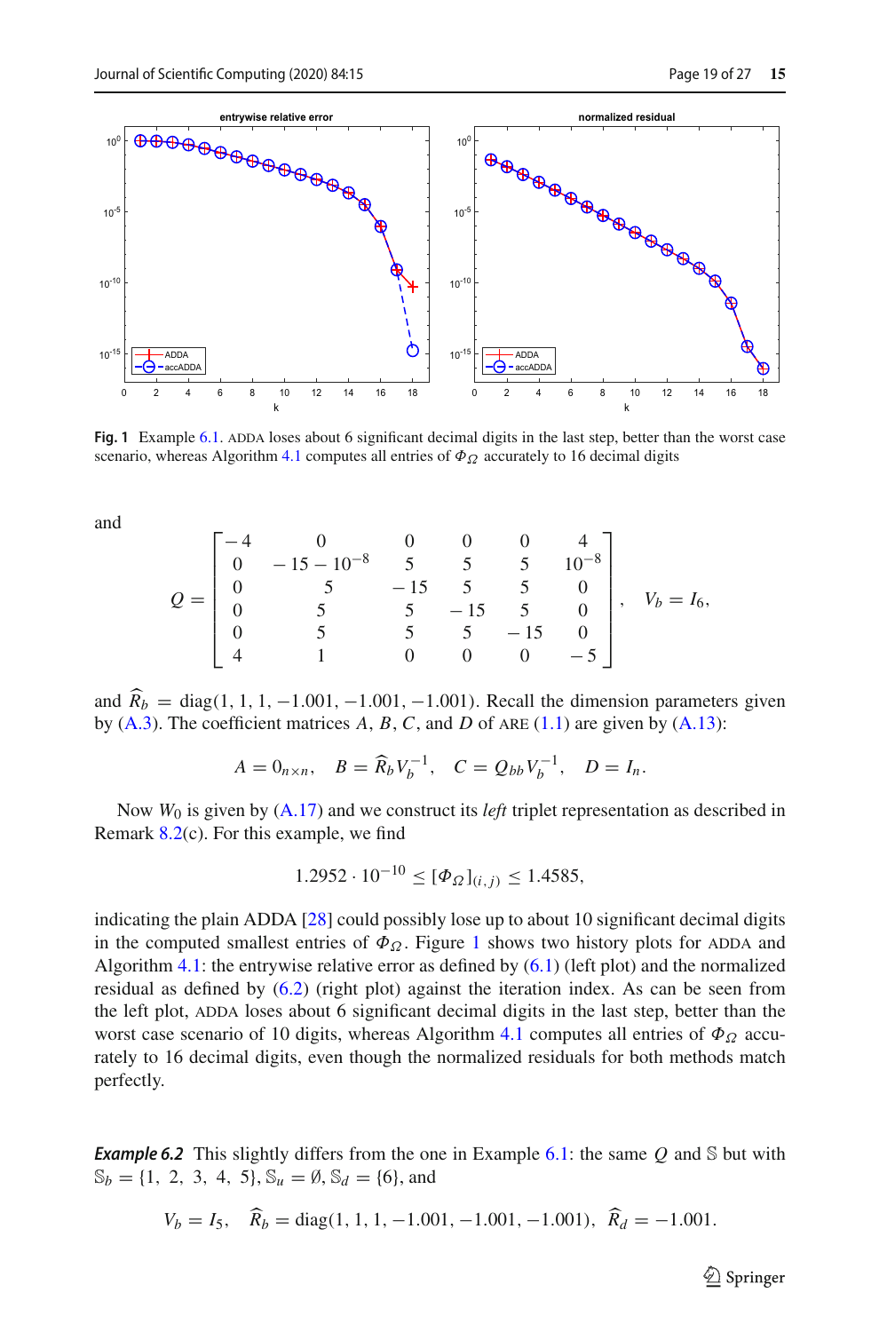**Fig. 1** Example 6.1. ADDA loses about 6 significant decimal digits in the last step, better than the worst case scenario, whereas Algorithm 4.1 computes all entries of $\Phi_\Omega$ accurately to 16 decimal digits

and

$$Q = \begin{bmatrix} -4 & 0 & 0 & 0 & 0 & 4 \\ 0 & -15-10^{-8} & 5 & 5 & 5 & 10^{-8} \\ 0 & 5 & -15 & 5 & 5 & 0 \\ 0 & 5 & 5 & -15 & 5 & 0 \\ 0 & 5 & 5 & 5 & -15 & 0 \\ 4 & 1 & 0 & 0 & 0 & -5 \end{bmatrix}, \quad V_b = I_6,$$

and $\widehat{R}_b = \mathrm{diag}(1, 1, 1, -1.001, -1.001, -1.001)$. Recall the dimension parameters given by (A.3). The coefficient matrices $A$, $B$, $C$, and $D$ of ARE (1.1) are given by (A.13):

$$A = 0_{n\times n}, \quad B = \widehat{R}_b V_b^{-1}, \quad C = Q_{bb} V_b^{-1}, \quad D = I_n.$$

Now $W_0$ is given by (A.17) and we construct its *left* triplet representation as described in Remark 8.2(c). For this example, we find

$$1.2952 \cdot 10^{-10} \le [\Phi_\Omega]_{(i,j)} \le 1.4585,$$

indicating the plain ADDA [28] could possibly lose up to about 10 significant decimal digits in the computed smallest entries of $\Phi_\Omega$. Figure 1 shows two history plots for ADDA and Algorithm 4.1: the entrywise relative error as defined by (6.1) (left plot) and the normalized residual as defined by (6.2) (right plot) against the iteration index. As can be seen from the left plot, ADDA loses about 6 significant decimal digits in the last step, better than the worst case scenario of 10 digits, whereas Algorithm 4.1 computes all entries of $\Phi_\Omega$ accurately to 16 decimal digits, even though the normalized residuals for both methods match perfectly.

***Example 6.2*** This slightly differs from the one in Example 6.1: the same $Q$ and $\mathbb{S}$ but with $\mathbb{S}_b = \{1,\ 2,\ 3,\ 4,\ 5\}$, $\mathbb{S}_u = \emptyset$, $\mathbb{S}_d = \{6\}$, and

$$V_b = I_5, \quad \widehat{R}_b = \mathrm{diag}(1, 1, 1, -1.001, -1.001, -1.001), \quad \widehat{R}_d = -1.001.$$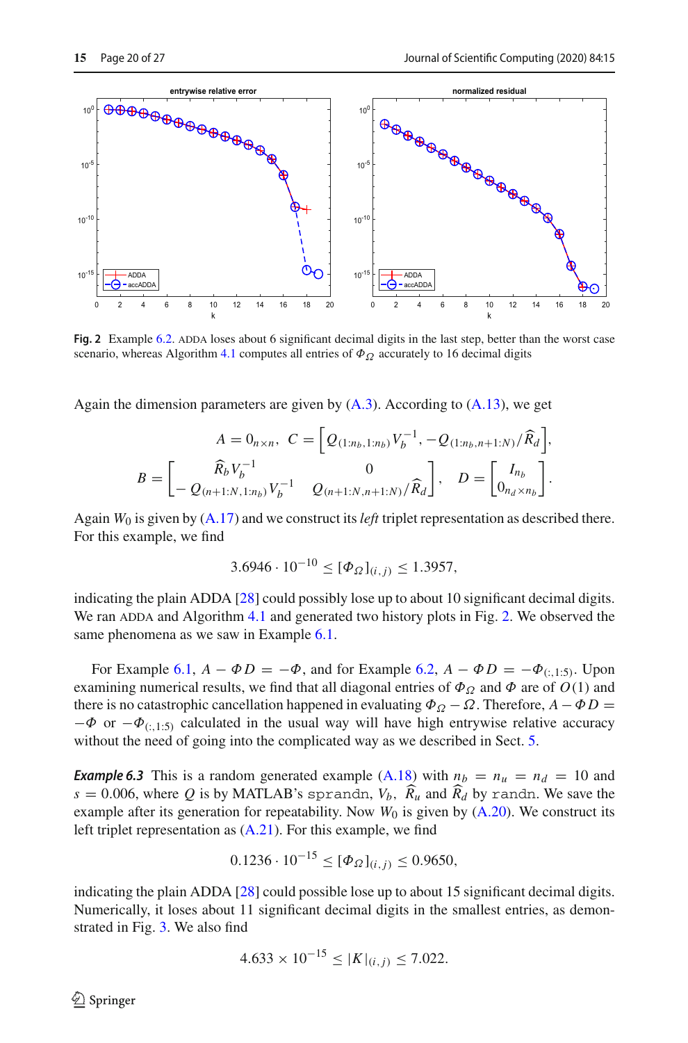**Fig. 2** Example 6.2. ADDA loses about 6 significant decimal digits in the last step, better than the worst case scenario, whereas Algorithm 4.1 computes all entries of $\Phi_\Omega$ accurately to 16 decimal digits

Again the dimension parameters are given by (A.3). According to (A.13), we get

$$A = 0_{n\times n},\;\; C = \left[Q_{(1:n_b,1:n_b)}V_b^{-1}, -Q_{(1:n_b,n+1:N)}/\widehat{R}_d\right],$$

$$B = \begin{bmatrix} \widehat{R}_b V_b^{-1} & 0 \\ -Q_{(n+1:N,1:n_b)}V_b^{-1} & Q_{(n+1:N,n+1:N)}/\widehat{R}_d \end{bmatrix},\quad D = \begin{bmatrix} I_{n_b} \\ 0_{n_d\times n_b} \end{bmatrix}.$$

Again $W_0$ is given by (A.17) and we construct its *left* triplet representation as described there. For this example, we find

$$3.6946 \cdot 10^{-10} \le [\Phi_\Omega]_{(i,j)} \le 1.3957,$$

indicating the plain ADDA [28] could possibly lose up to about 10 significant decimal digits. We ran ADDA and Algorithm 4.1 and generated two history plots in Fig. 2. We observed the same phenomena as we saw in Example 6.1.

For Example 6.1, $A - \Phi D = -\Phi$, and for Example 6.2, $A - \Phi D = -\Phi_{(:,1:5)}$. Upon examining numerical results, we find that all diagonal entries of $\Phi_\Omega$ and $\Phi$ are of $O(1)$ and there is no catastrophic cancellation happened in evaluating $\Phi_\Omega - \Omega$. Therefore, $A - \Phi D = -\Phi$ or $-\Phi_{(:,1:5)}$ calculated in the usual way will have high entrywise relative accuracy without the need of going into the complicated way as we described in Sect. 5.

***Example 6.3*** This is a random generated example (A.18) with $n_b = n_u = n_d = 10$ and $s = 0.006$, where $Q$ is by MATLAB's `sprandn`, $V_b$, $\widehat{R}_u$ and $\widehat{R}_d$ by `randn`. We save the example after its generation for repeatability. Now $W_0$ is given by (A.20). We construct its left triplet representation as (A.21). For this example, we find

$$0.1236 \cdot 10^{-15} \le [\Phi_\Omega]_{(i,j)} \le 0.9650,$$

indicating the plain ADDA [28] could possible lose up to about 15 significant decimal digits. Numerically, it loses about 11 significant decimal digits in the smallest entries, as demonstrated in Fig. 3. We also find

$$4.633 \times 10^{-15} \le |K|_{(i,j)} \le 7.022.$$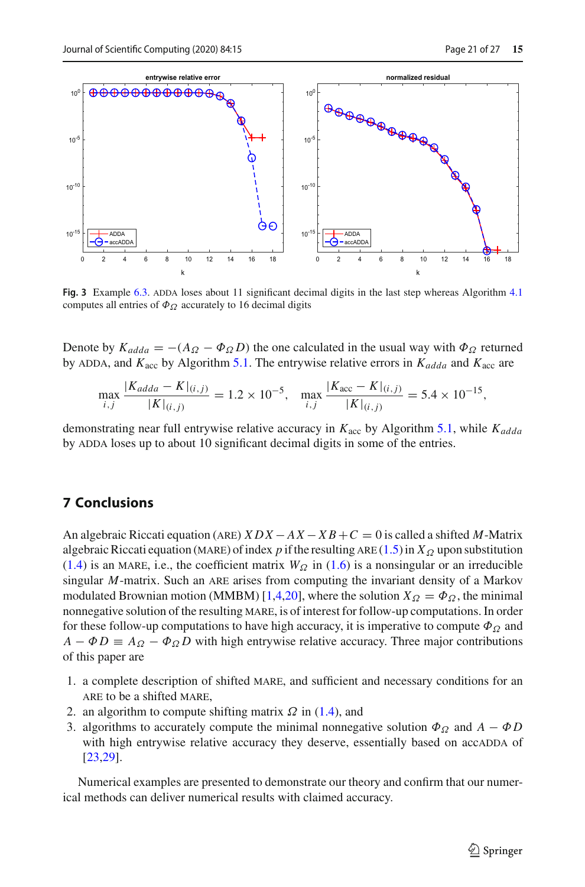**Fig. 3** Example 6.3. ADDA loses about 11 significant decimal digits in the last step whereas Algorithm 4.1 computes all entries of $\Phi_\Omega$ accurately to 16 decimal digits

Denote by $K_{adda} = -(A_\Omega - \Phi_\Omega D)$ the one calculated in the usual way with $\Phi_\Omega$ returned by ADDA, and $K_{\rm acc}$ by Algorithm 5.1. The entrywise relative errors in $K_{adda}$ and $K_{\rm acc}$ are

$$\max_{i,j} \frac{|K_{adda} - K|_{(i,j)}}{|K|_{(i,j)}} = 1.2 \times 10^{-5}, \quad \max_{i,j} \frac{|K_{\rm acc} - K|_{(i,j)}}{|K|_{(i,j)}} = 5.4 \times 10^{-15},$$

demonstrating near full entrywise relative accuracy in $K_{\rm acc}$ by Algorithm 5.1, while $K_{adda}$ by ADDA loses up to about 10 significant decimal digits in some of the entries.

## 7 Conclusions

An algebraic Riccati equation (ARE) $XDX - AX - XB + C = 0$ is called a shifted $M$-Matrix algebraic Riccati equation (MARE) of index $p$ if the resulting ARE (1.5) in $X_\Omega$ upon substitution (1.4) is an MARE, i.e., the coefficient matrix $W_\Omega$ in (1.6) is a nonsingular or an irreducible singular $M$-matrix. Such an ARE arises from computing the invariant density of a Markov modulated Brownian motion (MMBM) [1,4,20], where the solution $X_\Omega = \Phi_\Omega$, the minimal nonnegative solution of the resulting MARE, is of interest for follow-up computations. In order for these follow-up computations to have high accuracy, it is imperative to compute $\Phi_\Omega$ and $A - \Phi D \equiv A_\Omega - \Phi_\Omega D$ with high entrywise relative accuracy. Three major contributions of this paper are

1. a complete description of shifted MARE, and sufficient and necessary conditions for an ARE to be a shifted MARE,
2. an algorithm to compute shifting matrix $\Omega$ in (1.4), and
3. algorithms to accurately compute the minimal nonnegative solution $\Phi_\Omega$ and $A - \Phi D$ with high entrywise relative accuracy they deserve, essentially based on accADDA of [23,29].

Numerical examples are presented to demonstrate our theory and confirm that our numerical methods can deliver numerical results with claimed accuracy.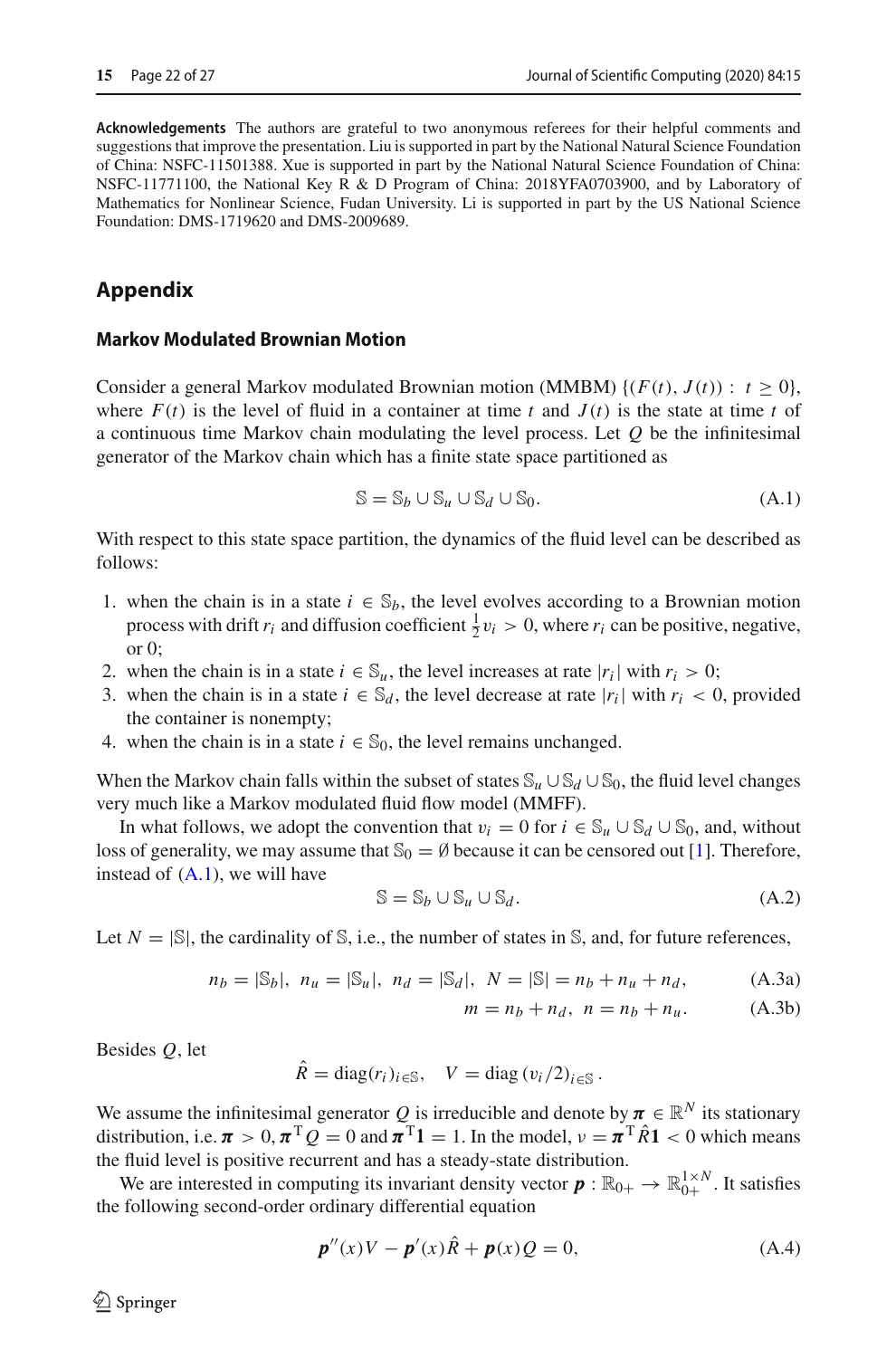**Acknowledgements** The authors are grateful to two anonymous referees for their helpful comments and suggestions that improve the presentation. Liu is supported in part by the National Natural Science Foundation of China: NSFC-11501388. Xue is supported in part by the National Natural Science Foundation of China: NSFC-11771100, the National Key R & D Program of China: 2018YFA0703900, and by Laboratory of Mathematics for Nonlinear Science, Fudan University. Li is supported in part by the US National Science Foundation: DMS-1719620 and DMS-2009689.

## Appendix

### Markov Modulated Brownian Motion

Consider a general Markov modulated Brownian motion (MMBM) $\{(F(t), J(t)) : t \geq 0\}$, where $F(t)$ is the level of fluid in a container at time $t$ and $J(t)$ is the state at time $t$ of a continuous time Markov chain modulating the level process. Let $Q$ be the infinitesimal generator of the Markov chain which has a finite state space partitioned as

$$\mathbb{S} = \mathbb{S}_b \cup \mathbb{S}_u \cup \mathbb{S}_d \cup \mathbb{S}_0. \tag{A.1}$$

With respect to this state space partition, the dynamics of the fluid level can be described as follows:

1. when the chain is in a state $i \in \mathbb{S}_b$, the level evolves according to a Brownian motion process with drift $r_i$ and diffusion coefficient $\frac{1}{2}v_i > 0$, where $r_i$ can be positive, negative, or 0;
2. when the chain is in a state $i \in \mathbb{S}_u$, the level increases at rate $|r_i|$ with $r_i > 0$;
3. when the chain is in a state $i \in \mathbb{S}_d$, the level decrease at rate $|r_i|$ with $r_i < 0$, provided the container is nonempty;
4. when the chain is in a state $i \in \mathbb{S}_0$, the level remains unchanged.

When the Markov chain falls within the subset of states $\mathbb{S}_u \cup \mathbb{S}_d \cup \mathbb{S}_0$, the fluid level changes very much like a Markov modulated fluid flow model (MMFF).

In what follows, we adopt the convention that $v_i = 0$ for $i \in \mathbb{S}_u \cup \mathbb{S}_d \cup \mathbb{S}_0$, and, without loss of generality, we may assume that $\mathbb{S}_0 = \emptyset$ because it can be censored out [1]. Therefore, instead of (A.1), we will have

$$\mathbb{S} = \mathbb{S}_b \cup \mathbb{S}_u \cup \mathbb{S}_d. \tag{A.2}$$

Let $N = |\mathbb{S}|$, the cardinality of $\mathbb{S}$, i.e., the number of states in $\mathbb{S}$, and, for future references,

$$n_b = |\mathbb{S}_b|, \; n_u = |\mathbb{S}_u|, \; n_d = |\mathbb{S}_d|, \; N = |\mathbb{S}| = n_b + n_u + n_d, \tag{A.3a}$$

$$m = n_b + n_d, \; n = n_b + n_u. \tag{A.3b}$$

Besides $Q$, let

$$\hat{R} = \mathrm{diag}(r_i)_{i \in \mathbb{S}}, \quad V = \mathrm{diag}\,(v_i/2)_{i \in \mathbb{S}}\,.$$

We assume the infinitesimal generator $Q$ is irreducible and denote by $\boldsymbol{\pi} \in \mathbb{R}^N$ its stationary distribution, i.e. $\boldsymbol{\pi} > 0, \boldsymbol{\pi}^{\mathrm{T}} Q = 0$ and $\boldsymbol{\pi}^{\mathrm{T}} \mathbf{1} = 1$. In the model, $\nu = \boldsymbol{\pi}^{\mathrm{T}} \hat{R} \mathbf{1} < 0$ which means the fluid level is positive recurrent and has a steady-state distribution.

We are interested in computing its invariant density vector $\boldsymbol{p} : \mathbb{R}_{0+} \to \mathbb{R}_{0+}^{1 \times N}$. It satisfies the following second-order ordinary differential equation

$$\boldsymbol{p}''(x) V - \boldsymbol{p}'(x) \hat{R} + \boldsymbol{p}(x) Q = 0, \tag{A.4}$$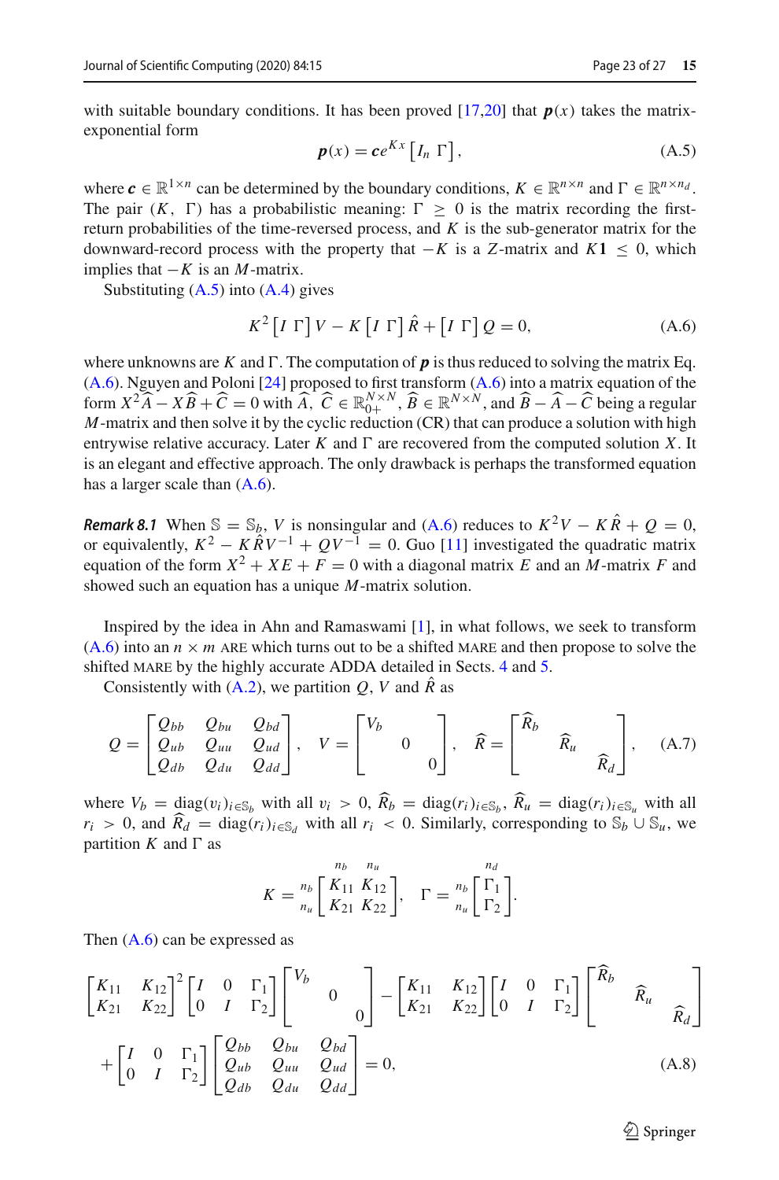with suitable boundary conditions. It has been proved [17,20] that $\boldsymbol{p}(x)$ takes the matrix-exponential form

$$\boldsymbol{p}(x) = \boldsymbol{c}e^{Kx}\begin{bmatrix} I_n & \Gamma \end{bmatrix}, \tag{A.5}$$

where $\boldsymbol{c} \in \mathbb{R}^{1\times n}$ can be determined by the boundary conditions, $K \in \mathbb{R}^{n\times n}$ and $\Gamma \in \mathbb{R}^{n\times n_d}$. The pair $(K, \ \Gamma)$ has a probabilistic meaning: $\Gamma \geq 0$ is the matrix recording the first-return probabilities of the time-reversed process, and $K$ is the sub-generator matrix for the downward-record process with the property that $-K$ is a $Z$-matrix and $K\mathbf{1} \leq 0$, which implies that $-K$ is an $M$-matrix.

Substituting (A.5) into (A.4) gives

$$K^2\begin{bmatrix} I & \Gamma \end{bmatrix}V - K\begin{bmatrix} I & \Gamma \end{bmatrix}\hat{R} + \begin{bmatrix} I & \Gamma \end{bmatrix}Q = 0, \tag{A.6}$$

where unknowns are $K$ and $\Gamma$. The computation of $\boldsymbol{p}$ is thus reduced to solving the matrix Eq. (A.6). Nguyen and Poloni [24] proposed to first transform (A.6) into a matrix equation of the form $X^2\widehat{A} - X\widehat{B} + \widehat{C} = 0$ with $\widehat{A}, \ \widehat{C} \in \mathbb{R}^{N\times N}_{0+}$, $\widehat{B} \in \mathbb{R}^{N\times N}$, and $\widehat{B} - \widehat{A} - \widehat{C}$ being a regular $M$-matrix and then solve it by the cyclic reduction (CR) that can produce a solution with high entrywise relative accuracy. Later $K$ and $\Gamma$ are recovered from the computed solution $X$. It is an elegant and effective approach. The only drawback is perhaps the transformed equation has a larger scale than (A.6).

***Remark 8.1*** When $\mathbb{S} = \mathbb{S}_b$, $V$ is nonsingular and (A.6) reduces to $K^2V - K\hat{R} + Q = 0$, or equivalently, $K^2 - K\hat{R}V^{-1} + QV^{-1} = 0$. Guo [11] investigated the quadratic matrix equation of the form $X^2 + XE + F = 0$ with a diagonal matrix $E$ and an $M$-matrix $F$ and showed such an equation has a unique $M$-matrix solution.

Inspired by the idea in Ahn and Ramaswami [1], in what follows, we seek to transform (A.6) into an $n \times m$ ARE which turns out to be a shifted MARE and then propose to solve the shifted MARE by the highly accurate ADDA detailed in Sects. 4 and 5.

Consistently with (A.2), we partition $Q$, $V$ and $\hat{R}$ as

$$Q = \begin{bmatrix} Q_{bb} & Q_{bu} & Q_{bd} \\ Q_{ub} & Q_{uu} & Q_{ud} \\ Q_{db} & Q_{du} & Q_{dd} \end{bmatrix}, \quad V = \begin{bmatrix} V_b & & \\ & 0 & \\ & & 0 \end{bmatrix}, \quad \widehat{R} = \begin{bmatrix} \widehat{R}_b & & \\ & \widehat{R}_u & \\ & & \widehat{R}_d \end{bmatrix}, \tag{A.7}$$

where $V_b = \mathrm{diag}(v_i)_{i\in\mathbb{S}_b}$ with all $v_i > 0$, $\widehat{R}_b = \mathrm{diag}(r_i)_{i\in\mathbb{S}_b}$, $\widehat{R}_u = \mathrm{diag}(r_i)_{i\in\mathbb{S}_u}$ with all $r_i > 0$, and $\widehat{R}_d = \mathrm{diag}(r_i)_{i\in\mathbb{S}_d}$ with all $r_i < 0$. Similarly, corresponding to $\mathbb{S}_b \cup \mathbb{S}_u$, we partition $K$ and $\Gamma$ as

$$K = \begin{array}{c} \\ n_b \\ n_u \end{array}\!\!\begin{array}{c} \begin{array}{cc} n_b & n_u \end{array} \\ \begin{bmatrix} K_{11} & K_{12} \\ K_{21} & K_{22} \end{bmatrix} \end{array}, \quad \Gamma = \begin{array}{c} \\ n_b \\ n_u \end{array}\!\!\begin{array}{c} n_d \\ \begin{bmatrix} \Gamma_1 \\ \Gamma_2 \end{bmatrix} \end{array}.$$

Then (A.6) can be expressed as

$$\begin{bmatrix} K_{11} & K_{12} \\ K_{21} & K_{22} \end{bmatrix}^2 \begin{bmatrix} I & 0 & \Gamma_1 \\ 0 & I & \Gamma_2 \end{bmatrix} \begin{bmatrix} V_b & & \\ & 0 & \\ & & 0 \end{bmatrix} - \begin{bmatrix} K_{11} & K_{12} \\ K_{21} & K_{22} \end{bmatrix} \begin{bmatrix} I & 0 & \Gamma_1 \\ 0 & I & \Gamma_2 \end{bmatrix} \begin{bmatrix} \widehat{R}_b & & \\ & \widehat{R}_u & \\ & & \widehat{R}_d \end{bmatrix}$$
$$+ \begin{bmatrix} I & 0 & \Gamma_1 \\ 0 & I & \Gamma_2 \end{bmatrix} \begin{bmatrix} Q_{bb} & Q_{bu} & Q_{bd} \\ Q_{ub} & Q_{uu} & Q_{ud} \\ Q_{db} & Q_{du} & Q_{dd} \end{bmatrix} = 0, \tag{A.8}$$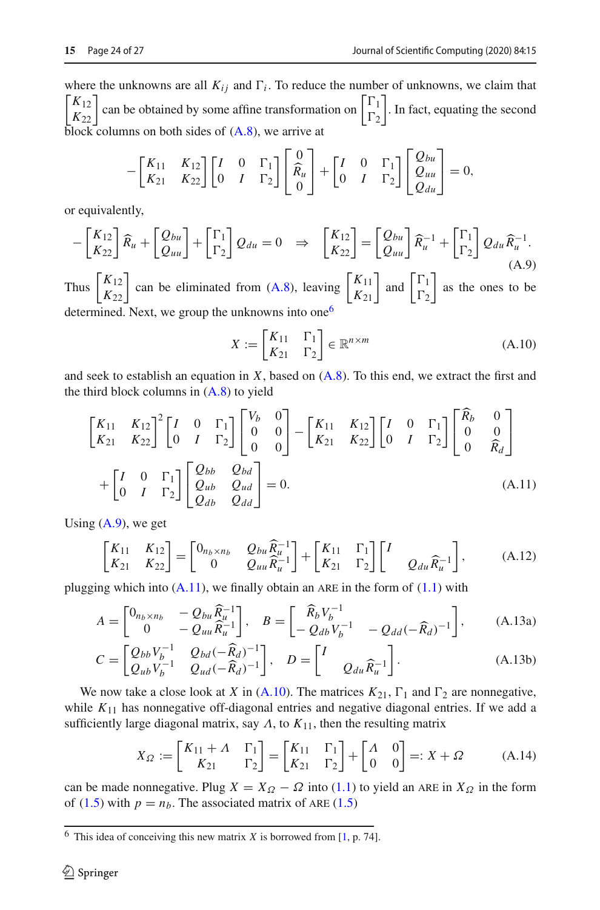where the unknowns are all $K_{ij}$ and $\Gamma_i$. To reduce the number of unknowns, we claim that $\begin{bmatrix} K_{12} \\ K_{22} \end{bmatrix}$ can be obtained by some affine transformation on $\begin{bmatrix} \Gamma_1 \\ \Gamma_2 \end{bmatrix}$. In fact, equating the second block columns on both sides of (A.8), we arrive at

$$-\begin{bmatrix} K_{11} & K_{12} \\ K_{21} & K_{22} \end{bmatrix} \begin{bmatrix} I & 0 & \Gamma_1 \\ 0 & I & \Gamma_2 \end{bmatrix} \begin{bmatrix} 0 \\ \widehat{R}_u \\ 0 \end{bmatrix} + \begin{bmatrix} I & 0 & \Gamma_1 \\ 0 & I & \Gamma_2 \end{bmatrix} \begin{bmatrix} Q_{bu} \\ Q_{uu} \\ Q_{du} \end{bmatrix} = 0,$$

or equivalently,

$$-\begin{bmatrix} K_{12} \\ K_{22} \end{bmatrix} \widehat{R}_u + \begin{bmatrix} Q_{bu} \\ Q_{uu} \end{bmatrix} + \begin{bmatrix} \Gamma_1 \\ \Gamma_2 \end{bmatrix} Q_{du} = 0 \quad \Rightarrow \quad \begin{bmatrix} K_{12} \\ K_{22} \end{bmatrix} = \begin{bmatrix} Q_{bu} \\ Q_{uu} \end{bmatrix} \widehat{R}_u^{-1} + \begin{bmatrix} \Gamma_1 \\ \Gamma_2 \end{bmatrix} Q_{du} \widehat{R}_u^{-1}. \tag{A.9}$$

Thus $\begin{bmatrix} K_{12} \\ K_{22} \end{bmatrix}$ can be eliminated from (A.8), leaving $\begin{bmatrix} K_{11} \\ K_{21} \end{bmatrix}$ and $\begin{bmatrix} \Gamma_1 \\ \Gamma_2 \end{bmatrix}$ as the ones to be determined. Next, we group the unknowns into one[6]

$$X := \begin{bmatrix} K_{11} & \Gamma_1 \\ K_{21} & \Gamma_2 \end{bmatrix} \in \mathbb{R}^{n \times m} \tag{A.10}$$

and seek to establish an equation in $X$, based on (A.8). To this end, we extract the first and the third block columns in (A.8) to yield

$$\begin{bmatrix} K_{11} & K_{12} \\ K_{21} & K_{22} \end{bmatrix}^2 \begin{bmatrix} I & 0 & \Gamma_1 \\ 0 & I & \Gamma_2 \end{bmatrix} \begin{bmatrix} V_b & 0 \\ 0 & 0 \\ 0 & 0 \end{bmatrix} - \begin{bmatrix} K_{11} & K_{12} \\ K_{21} & K_{22} \end{bmatrix} \begin{bmatrix} I & 0 & \Gamma_1 \\ 0 & I & \Gamma_2 \end{bmatrix} \begin{bmatrix} \widehat{R}_b & 0 \\ 0 & 0 \\ 0 & \widehat{R}_d \end{bmatrix}$$
$$+ \begin{bmatrix} I & 0 & \Gamma_1 \\ 0 & I & \Gamma_2 \end{bmatrix} \begin{bmatrix} Q_{bb} & Q_{bd} \\ Q_{ub} & Q_{ud} \\ Q_{db} & Q_{dd} \end{bmatrix} = 0. \tag{A.11}$$

Using (A.9), we get

$$\begin{bmatrix} K_{11} & K_{12} \\ K_{21} & K_{22} \end{bmatrix} = \begin{bmatrix} 0_{n_b \times n_b} & Q_{bu} \widehat{R}_u^{-1} \\ 0 & Q_{uu} \widehat{R}_u^{-1} \end{bmatrix} + \begin{bmatrix} K_{11} & \Gamma_1 \\ K_{21} & \Gamma_2 \end{bmatrix} \begin{bmatrix} I & \\ & Q_{du} \widehat{R}_u^{-1} \end{bmatrix}, \tag{A.12}$$

plugging which into (A.11), we finally obtain an ARE in the form of (1.1) with

$$A = \begin{bmatrix} 0_{n_b \times n_b} & -Q_{bu} \widehat{R}_u^{-1} \\ 0 & -Q_{uu} \widehat{R}_u^{-1} \end{bmatrix}, \quad B = \begin{bmatrix} \widehat{R}_b V_b^{-1} & \\ -Q_{db} V_b^{-1} & -Q_{dd}(-\widehat{R}_d)^{-1} \end{bmatrix}, \tag{A.13a}$$

$$C = \begin{bmatrix} Q_{bb} V_b^{-1} & Q_{bd}(-\widehat{R}_d)^{-1} \\ Q_{ub} V_b^{-1} & Q_{ud}(-\widehat{R}_d)^{-1} \end{bmatrix}, \quad D = \begin{bmatrix} I & \\ & Q_{du} \widehat{R}_u^{-1} \end{bmatrix}. \tag{A.13b}$$

We now take a close look at $X$ in (A.10). The matrices $K_{21}$, $\Gamma_1$ and $\Gamma_2$ are nonnegative, while $K_{11}$ has nonnegative off-diagonal entries and negative diagonal entries. If we add a sufficiently large diagonal matrix, say $\Lambda$, to $K_{11}$, then the resulting matrix

$$X_\Omega := \begin{bmatrix} K_{11} + \Lambda & \Gamma_1 \\ K_{21} & \Gamma_2 \end{bmatrix} = \begin{bmatrix} K_{11} & \Gamma_1 \\ K_{21} & \Gamma_2 \end{bmatrix} + \begin{bmatrix} \Lambda & 0 \\ 0 & 0 \end{bmatrix} =: X + \Omega \tag{A.14}$$

can be made nonnegative. Plug $X = X_\Omega - \Omega$ into (1.1) to yield an ARE in $X_\Omega$ in the form of (1.5) with $p = n_b$. The associated matrix of ARE (1.5)

[6] This idea of conceiving this new matrix $X$ is borrowed from [1, p. 74].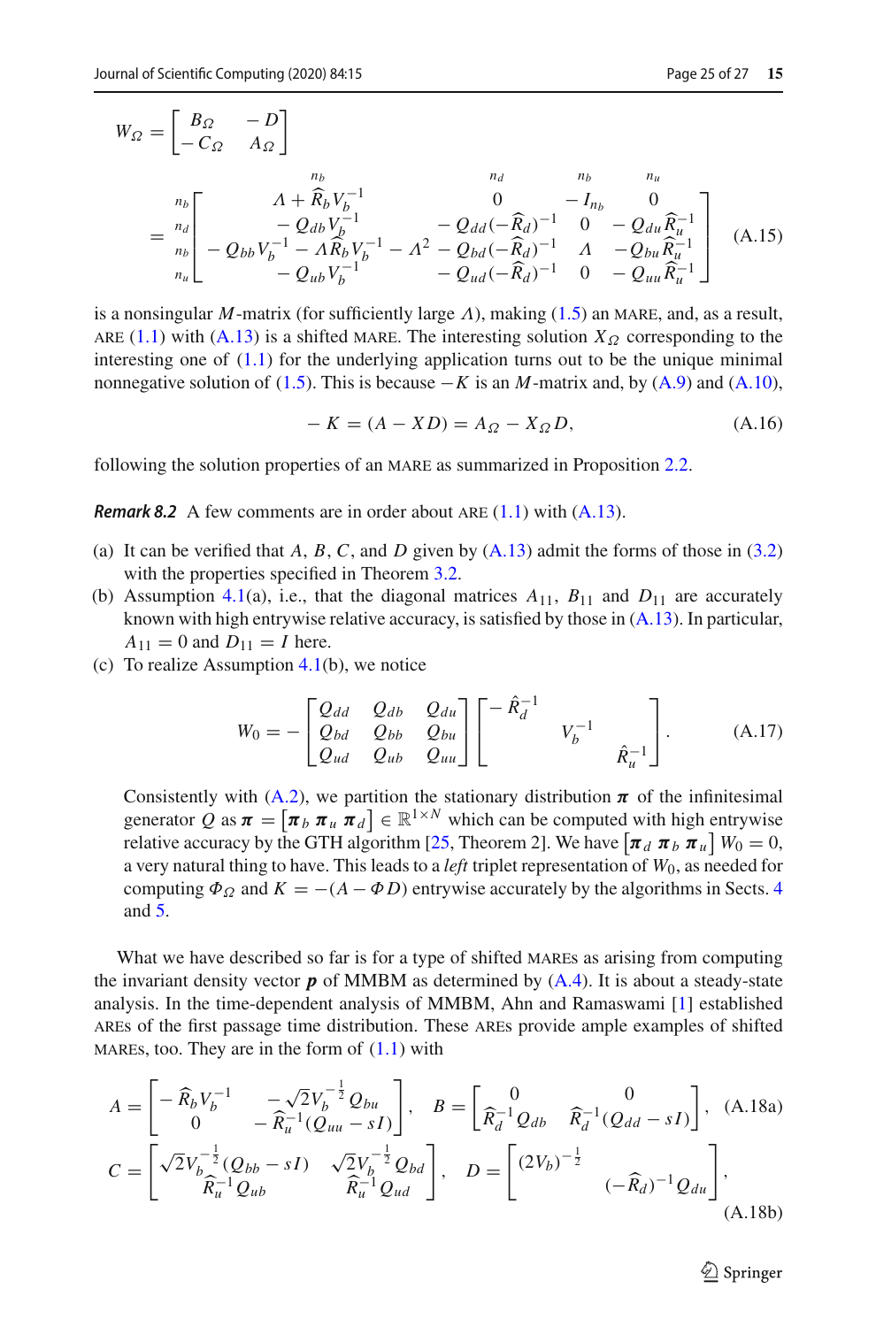$$
W_\Omega = \begin{bmatrix} B_\Omega & -D \\ -C_\Omega & A_\Omega \end{bmatrix}
$$

$$
= \begin{array}{c} \scriptstyle n_b \\ \scriptstyle n_d \\ \scriptstyle n_b \\ \scriptstyle n_u \end{array}
\overset{\begin{array}{cccc} \scriptstyle n_b & \scriptstyle n_d & \scriptstyle n_b & \scriptstyle n_u \end{array}}{\begin{bmatrix}
\Lambda + \widehat{R}_b V_b^{-1} & 0 & -I_{n_b} & 0 \\
-Q_{db} V_b^{-1} & -Q_{dd}(-\widehat{R}_d)^{-1} & 0 & -Q_{du}\widehat{R}_u^{-1} \\
-Q_{bb} V_b^{-1} - \Lambda \widehat{R}_b V_b^{-1} - \Lambda^2 & -Q_{bd}(-\widehat{R}_d)^{-1} & \Lambda & -Q_{bu}\widehat{R}_u^{-1} \\
-Q_{ub} V_b^{-1} & -Q_{ud}(-\widehat{R}_d)^{-1} & 0 & -Q_{uu}\widehat{R}_u^{-1}
\end{bmatrix}} \tag{A.15}
$$

is a nonsingular $M$-matrix (for sufficiently large $\Lambda$), making (1.5) an MARE, and, as a result, ARE (1.1) with (A.13) is a shifted MARE. The interesting solution $X_\Omega$ corresponding to the interesting one of (1.1) for the underlying application turns out to be the unique minimal nonnegative solution of (1.5). This is because $-K$ is an $M$-matrix and, by (A.9) and (A.10),

$$
-K = (A - XD) = A_\Omega - X_\Omega D, \tag{A.16}
$$

following the solution properties of an MARE as summarized in Proposition 2.2.

***Remark 8.2*** A few comments are in order about ARE (1.1) with (A.13).

(a) It can be verified that $A$, $B$, $C$, and $D$ given by (A.13) admit the forms of those in (3.2) with the properties specified in Theorem 3.2.

(b) Assumption 4.1(a), i.e., that the diagonal matrices $A_{11}$, $B_{11}$ and $D_{11}$ are accurately known with high entrywise relative accuracy, is satisfied by those in (A.13). In particular, $A_{11} = 0$ and $D_{11} = I$ here.

(c) To realize Assumption 4.1(b), we notice

$$
W_0 = -\begin{bmatrix} Q_{dd} & Q_{db} & Q_{du} \\ Q_{bd} & Q_{bb} & Q_{bu} \\ Q_{ud} & Q_{ub} & Q_{uu} \end{bmatrix} \begin{bmatrix} -\hat{R}_d^{-1} & & \\ & V_b^{-1} & \\ & & \hat{R}_u^{-1} \end{bmatrix}. \tag{A.17}
$$

Consistently with (A.2), we partition the stationary distribution $\boldsymbol{\pi}$ of the infinitesimal generator $Q$ as $\boldsymbol{\pi} = \begin{bmatrix} \boldsymbol{\pi}_b & \boldsymbol{\pi}_u & \boldsymbol{\pi}_d \end{bmatrix} \in \mathbb{R}^{1\times N}$ which can be computed with high entrywise relative accuracy by the GTH algorithm [25, Theorem 2]. We have $\begin{bmatrix} \boldsymbol{\pi}_d & \boldsymbol{\pi}_b & \boldsymbol{\pi}_u \end{bmatrix} W_0 = 0$, a very natural thing to have. This leads to a *left* triplet representation of $W_0$, as needed for computing $\Phi_\Omega$ and $K = -(A - \Phi D)$ entrywise accurately by the algorithms in Sects. 4 and 5.

What we have described so far is for a type of shifted MAREs as arising from computing the invariant density vector $\boldsymbol{p}$ of MMBM as determined by (A.4). It is about a steady-state analysis. In the time-dependent analysis of MMBM, Ahn and Ramaswami [1] established AREs of the first passage time distribution. These AREs provide ample examples of shifted MAREs, too. They are in the form of (1.1) with

$$
A = \begin{bmatrix} -\widehat{R}_b V_b^{-1} & -\sqrt{2} V_b^{-\frac{1}{2}} Q_{bu} \\ 0 & -\widehat{R}_u^{-1}(Q_{uu} - sI) \end{bmatrix}, \quad B = \begin{bmatrix} 0 & 0 \\ \widehat{R}_d^{-1} Q_{db} & \widehat{R}_d^{-1}(Q_{dd} - sI) \end{bmatrix}, \tag{A.18a}
$$

$$
C = \begin{bmatrix} \sqrt{2} V_b^{-\frac{1}{2}}(Q_{bb} - sI) & \sqrt{2} V_b^{-\frac{1}{2}} Q_{bd} \\ \widehat{R}_u^{-1} Q_{ub} & \widehat{R}_u^{-1} Q_{ud} \end{bmatrix}, \quad D = \begin{bmatrix} (2V_b)^{-\frac{1}{2}} & \\ & (-\widehat{R}_d)^{-1} Q_{du} \end{bmatrix}, \tag{A.18b}
$$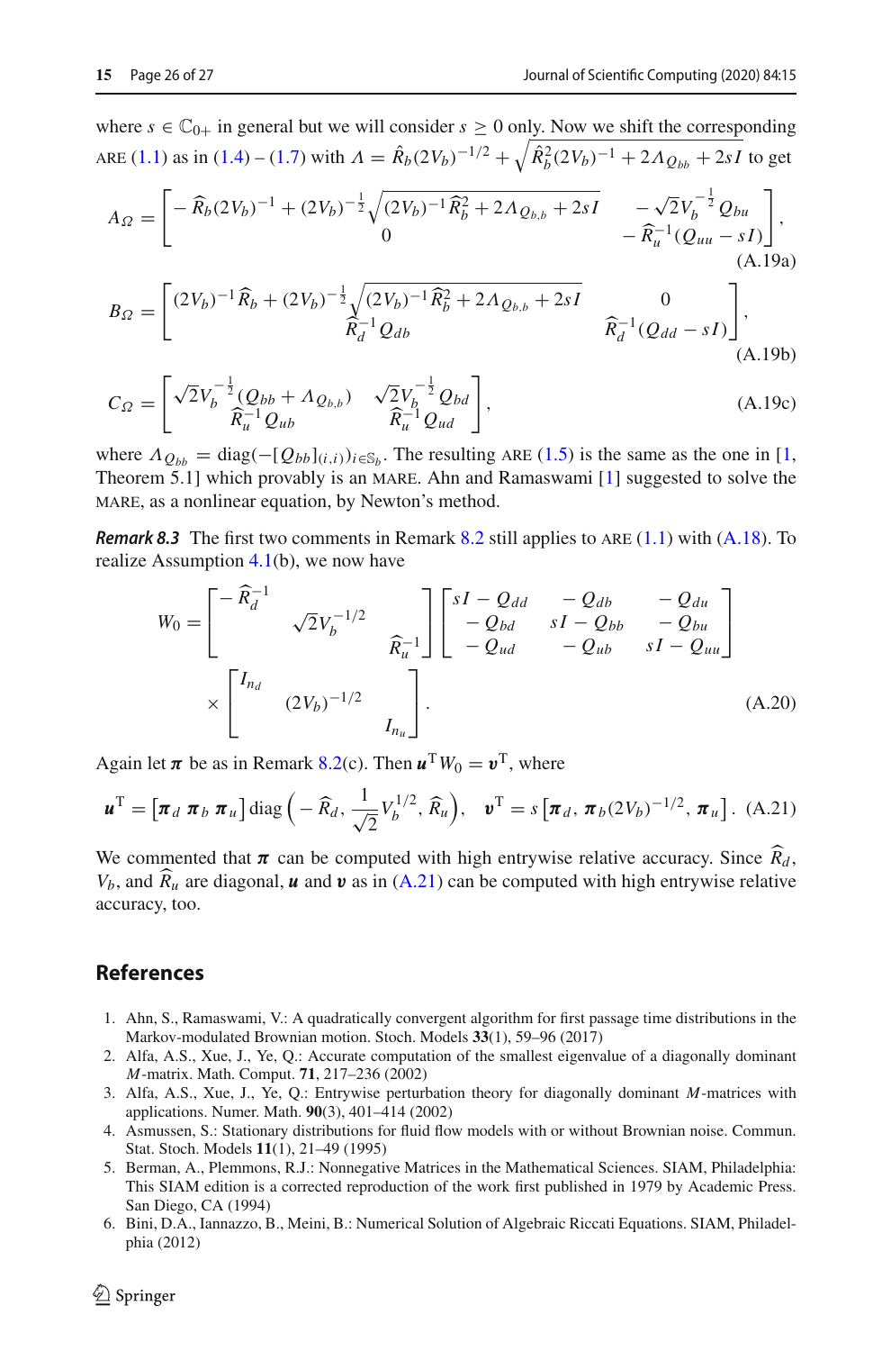where $s \in \mathbb{C}_{0+}$ in general but we will consider $s \geq 0$ only. Now we shift the corresponding ARE (1.1) as in (1.4) – (1.7) with $\Lambda = \hat{R}_b(2V_b)^{-1/2} + \sqrt{\hat{R}_b^2(2V_b)^{-1} + 2\Lambda_{Q_{bb}} + 2sI}$ to get

$$
A_\Omega = \begin{bmatrix} -\widehat{R}_b(2V_b)^{-1} + (2V_b)^{-\frac{1}{2}}\sqrt{(2V_b)^{-1}\widehat{R}_b^2 + 2\Lambda_{Q_{b,b}} + 2sI} & -\sqrt{2}V_b^{-\frac{1}{2}}Q_{bu} \\ 0 & -\widehat{R}_u^{-1}(Q_{uu} - sI) \end{bmatrix}, \tag{A.19a}
$$

$$
B_\Omega = \begin{bmatrix} (2V_b)^{-1}\widehat{R}_b + (2V_b)^{-\frac{1}{2}}\sqrt{(2V_b)^{-1}\widehat{R}_b^2 + 2\Lambda_{Q_{b,b}} + 2sI} & 0 \\ \widehat{R}_d^{-1}Q_{db} & \widehat{R}_d^{-1}(Q_{dd} - sI) \end{bmatrix}, \tag{A.19b}
$$

$$
C_\Omega = \begin{bmatrix} \sqrt{2}V_b^{-\frac{1}{2}}(Q_{bb} + \Lambda_{Q_{b,b}}) & \sqrt{2}V_b^{-\frac{1}{2}}Q_{bd} \\ \widehat{R}_u^{-1}Q_{ub} & \widehat{R}_u^{-1}Q_{ud} \end{bmatrix}, \tag{A.19c}
$$

where $\Lambda_{Q_{bb}} = \operatorname{diag}(-[Q_{bb}]_{(i,i)})_{i\in\mathbb{S}_b}$. The resulting ARE (1.5) is the same as the one in [1, Theorem 5.1] which provably is an MARE. Ahn and Ramaswami [1] suggested to solve the MARE, as a nonlinear equation, by Newton's method.

***Remark 8.3*** The first two comments in Remark 8.2 still applies to ARE (1.1) with (A.18). To realize Assumption 4.1(b), we now have

$$
W_0 = \begin{bmatrix} -\widehat{R}_d^{-1} & & \\ & \sqrt{2}V_b^{-1/2} & \\ & & \widehat{R}_u^{-1} \end{bmatrix} \begin{bmatrix} sI - Q_{dd} & -Q_{db} & -Q_{du} \\ -Q_{bd} & sI - Q_{bb} & -Q_{bu} \\ -Q_{ud} & -Q_{ub} & sI - Q_{uu} \end{bmatrix} \times \begin{bmatrix} I_{n_d} & & \\ & (2V_b)^{-1/2} & \\ & & I_{n_u} \end{bmatrix}. \tag{A.20}
$$

Again let $\boldsymbol{\pi}$ be as in Remark 8.2(c). Then $\boldsymbol{u}^{\mathrm{T}}W_0 = \boldsymbol{v}^{\mathrm{T}}$, where

$$
\boldsymbol{u}^{\mathrm{T}} = \begin{bmatrix} \boldsymbol{\pi}_d & \boldsymbol{\pi}_b & \boldsymbol{\pi}_u \end{bmatrix} \operatorname{diag}\left(-\widehat{R}_d, \frac{1}{\sqrt{2}}V_b^{1/2}, \widehat{R}_u\right), \quad \boldsymbol{v}^{\mathrm{T}} = s\begin{bmatrix} \boldsymbol{\pi}_d, \boldsymbol{\pi}_b(2V_b)^{-1/2}, \boldsymbol{\pi}_u \end{bmatrix}. \tag{A.21}
$$

We commented that $\boldsymbol{\pi}$ can be computed with high entrywise relative accuracy. Since $\widehat{R}_d$, $V_b$, and $\widehat{R}_u$ are diagonal, $\boldsymbol{u}$ and $\boldsymbol{v}$ as in (A.21) can be computed with high entrywise relative accuracy, too.

## References

1. Ahn, S., Ramaswami, V.: A quadratically convergent algorithm for first passage time distributions in the Markov-modulated Brownian motion. Stoch. Models **33**(1), 59–96 (2017)
2. Alfa, A.S., Xue, J., Ye, Q.: Accurate computation of the smallest eigenvalue of a diagonally dominant $M$-matrix. Math. Comput. **71**, 217–236 (2002)
3. Alfa, A.S., Xue, J., Ye, Q.: Entrywise perturbation theory for diagonally dominant $M$-matrices with applications. Numer. Math. **90**(3), 401–414 (2002)
4. Asmussen, S.: Stationary distributions for fluid flow models with or without Brownian noise. Commun. Stat. Stoch. Models **11**(1), 21–49 (1995)
5. Berman, A., Plemmons, R.J.: Nonnegative Matrices in the Mathematical Sciences. SIAM, Philadelphia: This SIAM edition is a corrected reproduction of the work first published in 1979 by Academic Press. San Diego, CA (1994)
6. Bini, D.A., Iannazzo, B., Meini, B.: Numerical Solution of Algebraic Riccati Equations. SIAM, Philadelphia (2012)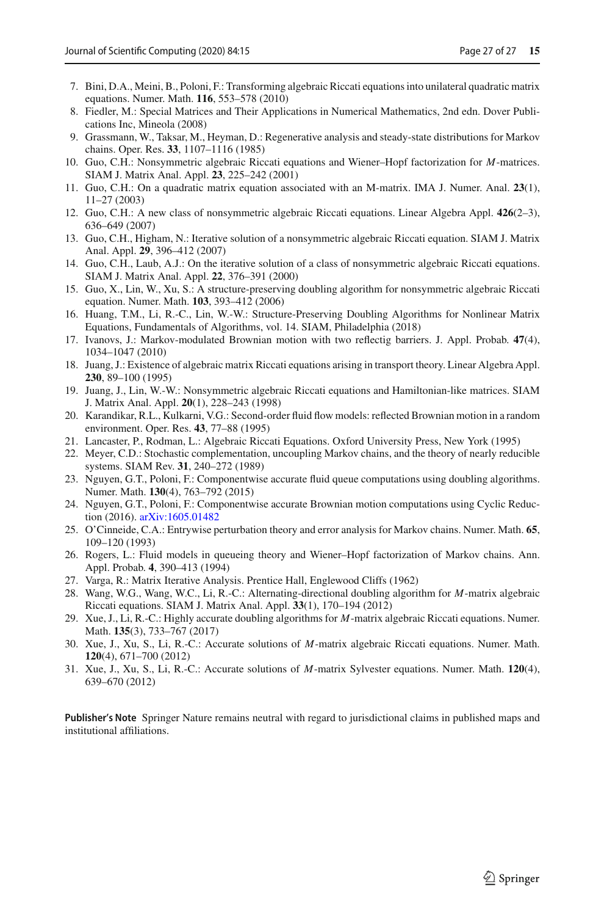7. Bini, D.A., Meini, B., Poloni, F.: Transforming algebraic Riccati equations into unilateral quadratic matrix equations. Numer. Math. **116**, 553–578 (2010)
8. Fiedler, M.: Special Matrices and Their Applications in Numerical Mathematics, 2nd edn. Dover Publications Inc, Mineola (2008)
9. Grassmann, W., Taksar, M., Heyman, D.: Regenerative analysis and steady-state distributions for Markov chains. Oper. Res. **33**, 1107–1116 (1985)
10. Guo, C.H.: Nonsymmetric algebraic Riccati equations and Wiener–Hopf factorization for $M$-matrices. SIAM J. Matrix Anal. Appl. **23**, 225–242 (2001)
11. Guo, C.H.: On a quadratic matrix equation associated with an M-matrix. IMA J. Numer. Anal. **23**(1), 11–27 (2003)
12. Guo, C.H.: A new class of nonsymmetric algebraic Riccati equations. Linear Algebra Appl. **426**(2–3), 636–649 (2007)
13. Guo, C.H., Higham, N.: Iterative solution of a nonsymmetric algebraic Riccati equation. SIAM J. Matrix Anal. Appl. **29**, 396–412 (2007)
14. Guo, C.H., Laub, A.J.: On the iterative solution of a class of nonsymmetric algebraic Riccati equations. SIAM J. Matrix Anal. Appl. **22**, 376–391 (2000)
15. Guo, X., Lin, W., Xu, S.: A structure-preserving doubling algorithm for nonsymmetric algebraic Riccati equation. Numer. Math. **103**, 393–412 (2006)
16. Huang, T.M., Li, R.-C., Lin, W.-W.: Structure-Preserving Doubling Algorithms for Nonlinear Matrix Equations, Fundamentals of Algorithms, vol. 14. SIAM, Philadelphia (2018)
17. Ivanovs, J.: Markov-modulated Brownian motion with two reflectig barriers. J. Appl. Probab. **47**(4), 1034–1047 (2010)
18. Juang, J.: Existence of algebraic matrix Riccati equations arising in transport theory. Linear Algebra Appl. **230**, 89–100 (1995)
19. Juang, J., Lin, W.-W.: Nonsymmetric algebraic Riccati equations and Hamiltonian-like matrices. SIAM J. Matrix Anal. Appl. **20**(1), 228–243 (1998)
20. Karandikar, R.L., Kulkarni, V.G.: Second-order fluid flow models: reflected Brownian motion in a random environment. Oper. Res. **43**, 77–88 (1995)
21. Lancaster, P., Rodman, L.: Algebraic Riccati Equations. Oxford University Press, New York (1995)
22. Meyer, C.D.: Stochastic complementation, uncoupling Markov chains, and the theory of nearly reducible systems. SIAM Rev. **31**, 240–272 (1989)
23. Nguyen, G.T., Poloni, F.: Componentwise accurate fluid queue computations using doubling algorithms. Numer. Math. **130**(4), 763–792 (2015)
24. Nguyen, G.T., Poloni, F.: Componentwise accurate Brownian motion computations using Cyclic Reduction (2016). arXiv:1605.01482
25. O'Cinneide, C.A.: Entrywise perturbation theory and error analysis for Markov chains. Numer. Math. **65**, 109–120 (1993)
26. Rogers, L.: Fluid models in queueing theory and Wiener–Hopf factorization of Markov chains. Ann. Appl. Probab. **4**, 390–413 (1994)
27. Varga, R.: Matrix Iterative Analysis. Prentice Hall, Englewood Cliffs (1962)
28. Wang, W.G., Wang, W.C., Li, R.-C.: Alternating-directional doubling algorithm for $M$-matrix algebraic Riccati equations. SIAM J. Matrix Anal. Appl. **33**(1), 170–194 (2012)
29. Xue, J., Li, R.-C.: Highly accurate doubling algorithms for $M$-matrix algebraic Riccati equations. Numer. Math. **135**(3), 733–767 (2017)
30. Xue, J., Xu, S., Li, R.-C.: Accurate solutions of $M$-matrix algebraic Riccati equations. Numer. Math. **120**(4), 671–700 (2012)
31. Xue, J., Xu, S., Li, R.-C.: Accurate solutions of $M$-matrix Sylvester equations. Numer. Math. **120**(4), 639–670 (2012)

**Publisher's Note** Springer Nature remains neutral with regard to jurisdictional claims in published maps and institutional affiliations.